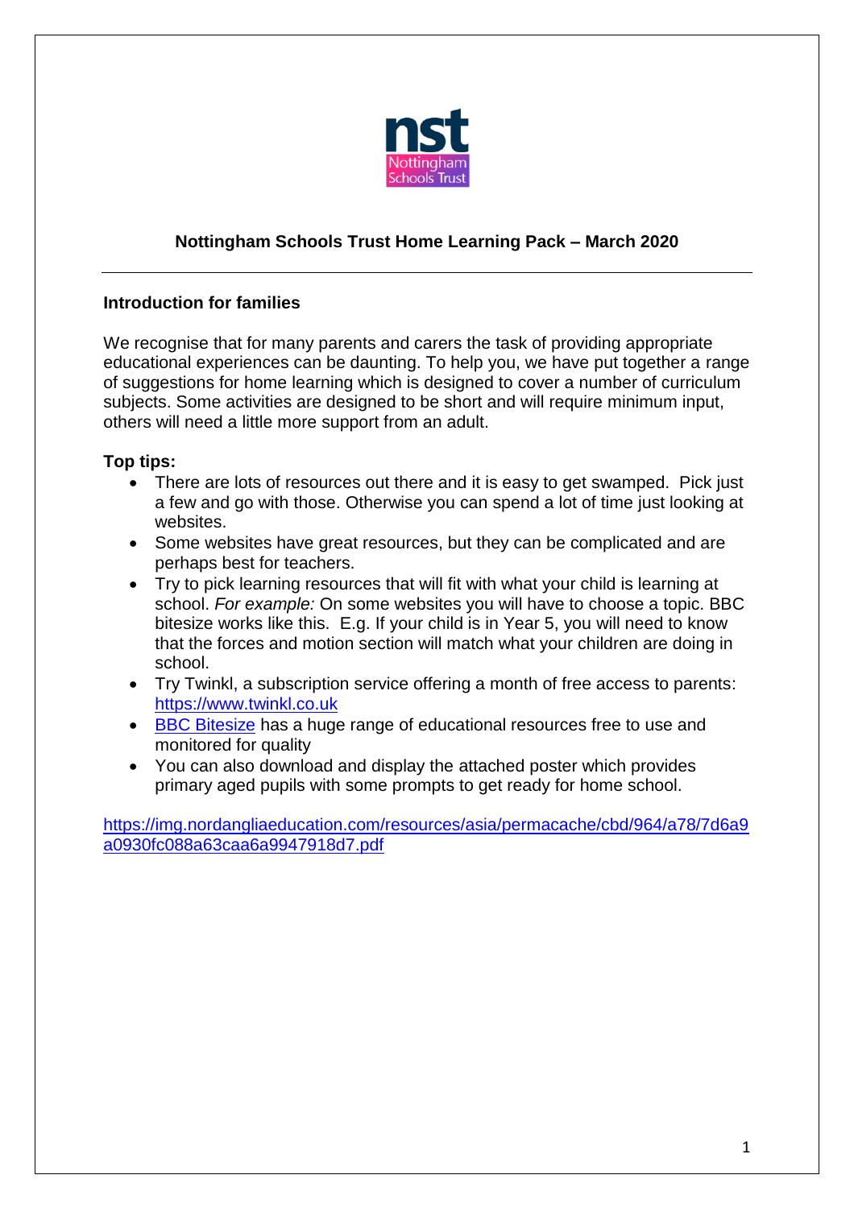# Nottingham Schools Trust Home Learning Pack – March 2020

---

## Introduction for families

We recognise that for many parents and carers the task of providing appropriate educational experiences can be daunting. To help you, we have put together a range of suggestions for home learning which is designed to cover a number of curriculum subjects. Some activities are designed to be short and will require minimum input, others will need a little more support from an adult.

**Top tips:**

- There are lots of resources out there and it is easy to get swamped. Pick just a few and go with those. Otherwise you can spend a lot of time just looking at websites.
- Some websites have great resources, but they can be complicated and are perhaps best for teachers.
- Try to pick learning resources that will fit with what your child is learning at school. *For example:* On some websites you will have to choose a topic. BBC bitesize works like this. E.g. If your child is in Year 5, you will need to know that the forces and motion section will match what your children are doing in school.
- Try Twinkl, a subscription service offering a month of free access to parents: https://www.twinkl.co.uk
- BBC Bitesize has a huge range of educational resources free to use and monitored for quality
- You can also download and display the attached poster which provides primary aged pupils with some prompts to get ready for home school.

https://img.nordangliaeducation.com/resources/asia/permacache/cbd/964/a78/7d6a9a0930fc088a63caa6a9947918d7.pdf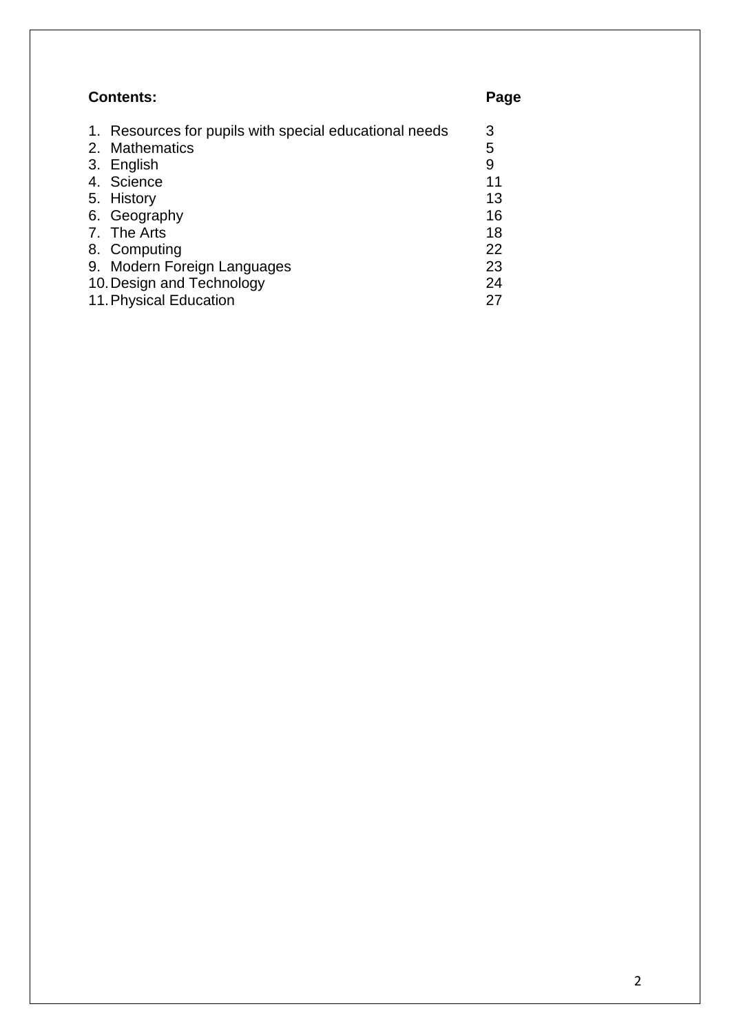**Contents:** **Page**

| Contents: | Page |
| --- | --- |
| 1. Resources for pupils with special educational needs | 3 |
| 2. Mathematics | 5 |
| 3. English | 9 |
| 4. Science | 11 |
| 5. History | 13 |
| 6. Geography | 16 |
| 7. The Arts | 18 |
| 8. Computing | 22 |
| 9. Modern Foreign Languages | 23 |
| 10. Design and Technology | 24 |
| 11. Physical Education | 27 |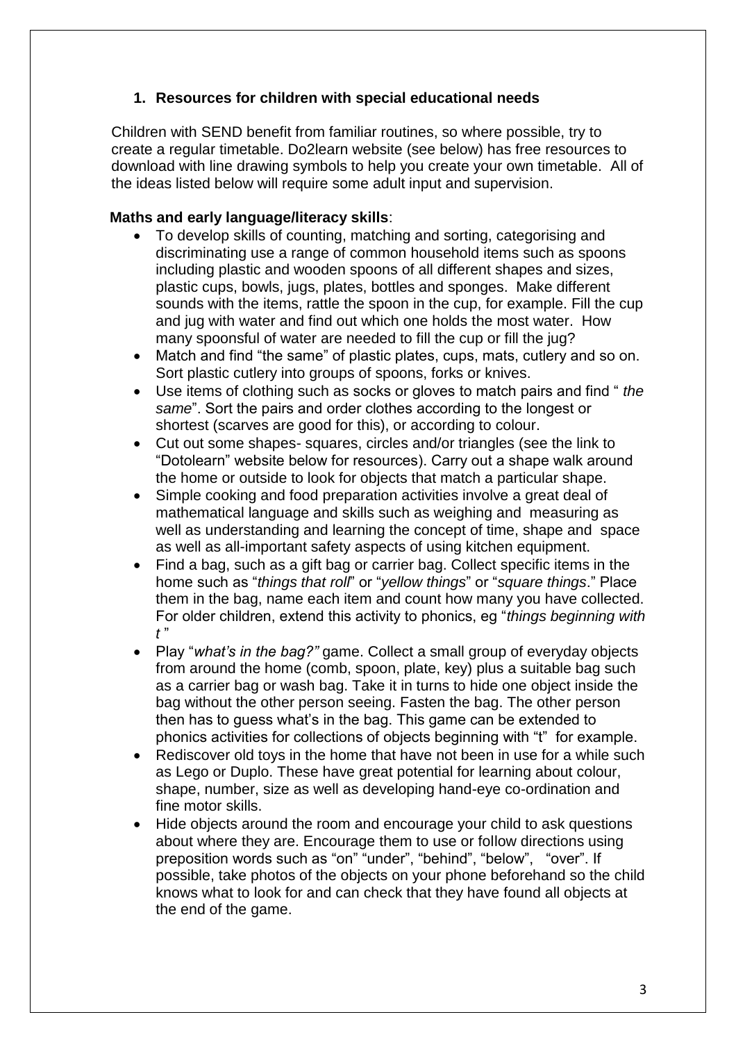## 1. Resources for children with special educational needs

Children with SEND benefit from familiar routines, so where possible, try to create a regular timetable. Do2learn website (see below) has free resources to download with line drawing symbols to help you create your own timetable. All of the ideas listed below will require some adult input and supervision.

**Maths and early language/literacy skills**:

- To develop skills of counting, matching and sorting, categorising and discriminating use a range of common household items such as spoons including plastic and wooden spoons of all different shapes and sizes, plastic cups, bowls, jugs, plates, bottles and sponges. Make different sounds with the items, rattle the spoon in the cup, for example. Fill the cup and jug with water and find out which one holds the most water. How many spoonsful of water are needed to fill the cup or fill the jug?
- Match and find "the same" of plastic plates, cups, mats, cutlery and so on. Sort plastic cutlery into groups of spoons, forks or knives.
- Use items of clothing such as socks or gloves to match pairs and find "*the same*". Sort the pairs and order clothes according to the longest or shortest (scarves are good for this), or according to colour.
- Cut out some shapes- squares, circles and/or triangles (see the link to "Dotolearn" website below for resources). Carry out a shape walk around the home or outside to look for objects that match a particular shape.
- Simple cooking and food preparation activities involve a great deal of mathematical language and skills such as weighing and measuring as well as understanding and learning the concept of time, shape and space as well as all-important safety aspects of using kitchen equipment.
- Find a bag, such as a gift bag or carrier bag. Collect specific items in the home such as "*things that roll*" or "*yellow things*" or "*square things*." Place them in the bag, name each item and count how many you have collected. For older children, extend this activity to phonics, eg "*things beginning with t* "
- Play "*what's in the bag?"* game. Collect a small group of everyday objects from around the home (comb, spoon, plate, key) plus a suitable bag such as a carrier bag or wash bag. Take it in turns to hide one object inside the bag without the other person seeing. Fasten the bag. The other person then has to guess what's in the bag. This game can be extended to phonics activities for collections of objects beginning with "t" for example.
- Rediscover old toys in the home that have not been in use for a while such as Lego or Duplo. These have great potential for learning about colour, shape, number, size as well as developing hand-eye co-ordination and fine motor skills.
- Hide objects around the room and encourage your child to ask questions about where they are. Encourage them to use or follow directions using preposition words such as "on" "under", "behind", "below", "over". If possible, take photos of the objects on your phone beforehand so the child knows what to look for and can check that they have found all objects at the end of the game.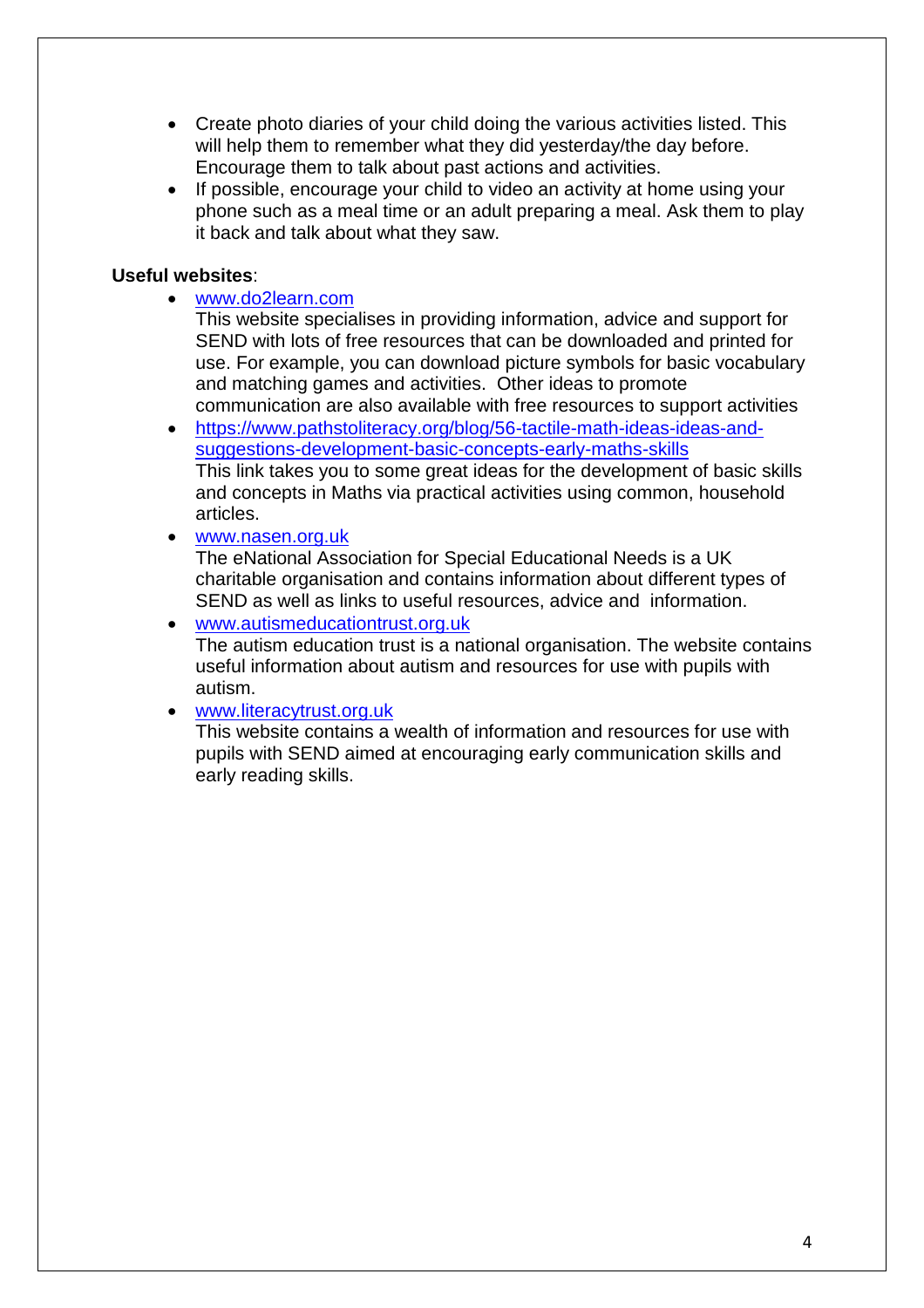- Create photo diaries of your child doing the various activities listed. This will help them to remember what they did yesterday/the day before. Encourage them to talk about past actions and activities.
- If possible, encourage your child to video an activity at home using your phone such as a meal time or an adult preparing a meal. Ask them to play it back and talk about what they saw.

**Useful websites**:

- www.do2learn.com
  This website specialises in providing information, advice and support for SEND with lots of free resources that can be downloaded and printed for use. For example, you can download picture symbols for basic vocabulary and matching games and activities. Other ideas to promote communication are also available with free resources to support activities
- https://www.pathstoliteracy.org/blog/56-tactile-math-ideas-ideas-and-suggestions-development-basic-concepts-early-maths-skills
  This link takes you to some great ideas for the development of basic skills and concepts in Maths via practical activities using common, household articles.
- www.nasen.org.uk
  The eNational Association for Special Educational Needs is a UK charitable organisation and contains information about different types of SEND as well as links to useful resources, advice and information.
- www.autismeducationtrust.org.uk
  The autism education trust is a national organisation. The website contains useful information about autism and resources for use with pupils with autism.
- www.literacytrust.org.uk
  This website contains a wealth of information and resources for use with pupils with SEND aimed at encouraging early communication skills and early reading skills.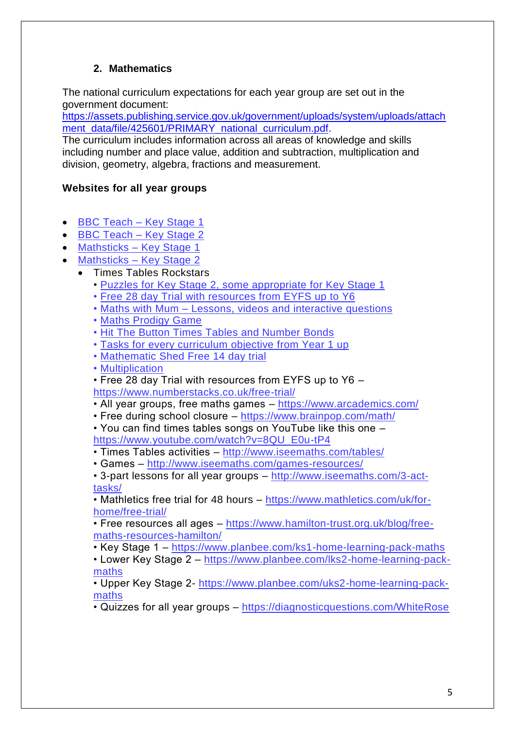## 2. Mathematics

The national curriculum expectations for each year group are set out in the government document: https://assets.publishing.service.gov.uk/government/uploads/system/uploads/attachment_data/file/425601/PRIMARY_national_curriculum.pdf.
The curriculum includes information across all areas of knowledge and skills including number and place value, addition and subtraction, multiplication and division, geometry, algebra, fractions and measurement.

**Websites for all year groups**

- BBC Teach – Key Stage 1
- BBC Teach – Key Stage 2
- Mathsticks – Key Stage 1
- Mathsticks – Key Stage 2
  - Times Tables Rockstars

• Puzzles for Key Stage 2, some appropriate for Key Stage 1
• Free 28 day Trial with resources from EYFS up to Y6
• Maths with Mum – Lessons, videos and interactive questions
• Maths Prodigy Game
• Hit The Button Times Tables and Number Bonds
• Tasks for every curriculum objective from Year 1 up
• Mathematic Shed Free 14 day trial
• Multiplication
• Free 28 day Trial with resources from EYFS up to Y6 – https://www.numberstacks.co.uk/free-trial/
• All year groups, free maths games – https://www.arcademics.com/
• Free during school closure – https://www.brainpop.com/math/
• You can find times tables songs on YouTube like this one – https://www.youtube.com/watch?v=8QU_E0u-tP4
• Times Tables activities – http://www.iseemaths.com/tables/
• Games – http://www.iseemaths.com/games-resources/
• 3-part lessons for all year groups – http://www.iseemaths.com/3-act-tasks/
• Mathletics free trial for 48 hours – https://www.mathletics.com/uk/for-home/free-trial/
• Free resources all ages – https://www.hamilton-trust.org.uk/blog/free-maths-resources-hamilton/
• Key Stage 1 – https://www.planbee.com/ks1-home-learning-pack-maths
• Lower Key Stage 2 – https://www.planbee.com/lks2-home-learning-pack-maths
• Upper Key Stage 2- https://www.planbee.com/uks2-home-learning-pack-maths
• Quizzes for all year groups – https://diagnosticquestions.com/WhiteRose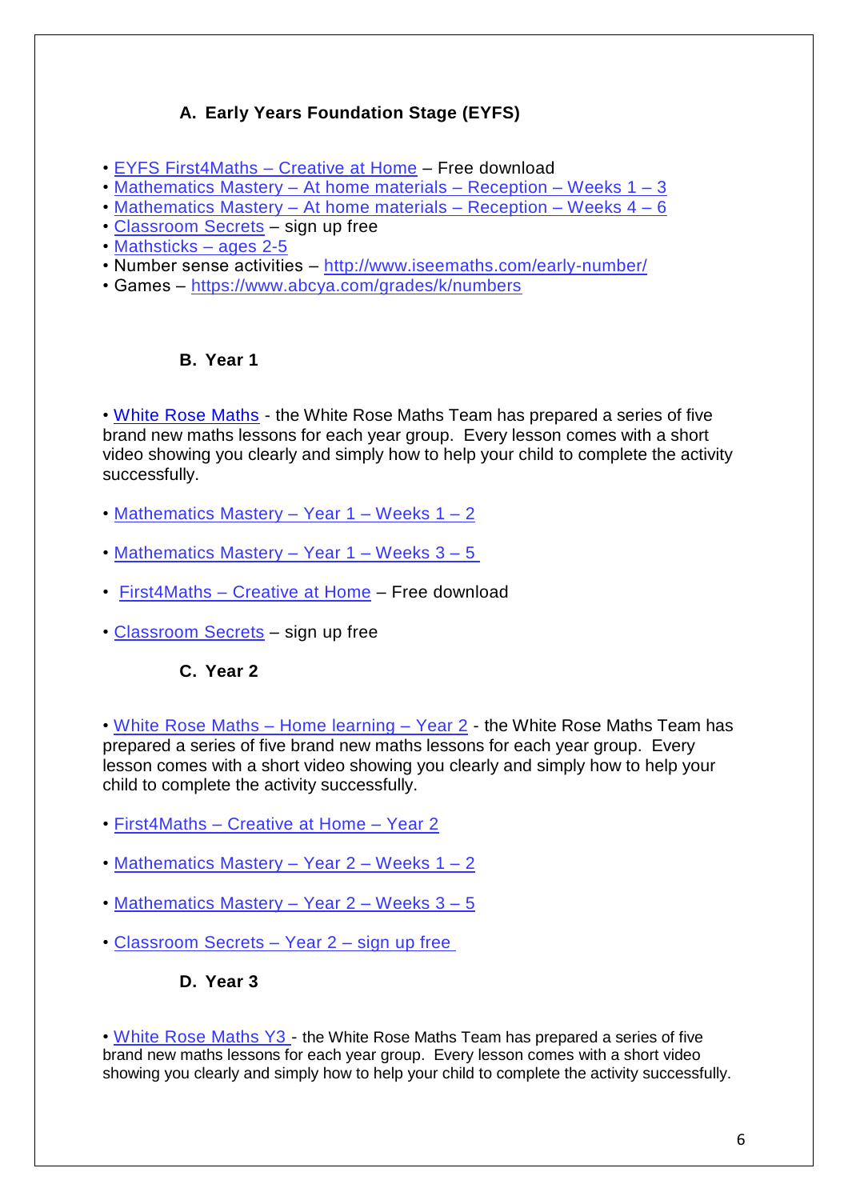## A. Early Years Foundation Stage (EYFS)

- EYFS First4Maths – Creative at Home – Free download
- Mathematics Mastery – At home materials – Reception – Weeks 1 – 3
- Mathematics Mastery – At home materials – Reception – Weeks 4 – 6
- Classroom Secrets – sign up free
- Mathsticks – ages 2-5
- Number sense activities – http://www.iseemaths.com/early-number/
- Games – https://www.abcya.com/grades/k/numbers

## B. Year 1

- White Rose Maths - the White Rose Maths Team has prepared a series of five brand new maths lessons for each year group. Every lesson comes with a short video showing you clearly and simply how to help your child to complete the activity successfully.
- Mathematics Mastery – Year 1 – Weeks 1 – 2
- Mathematics Mastery – Year 1 – Weeks 3 – 5
- First4Maths – Creative at Home – Free download
- Classroom Secrets – sign up free

## C. Year 2

- White Rose Maths – Home learning – Year 2 - the White Rose Maths Team has prepared a series of five brand new maths lessons for each year group. Every lesson comes with a short video showing you clearly and simply how to help your child to complete the activity successfully.
- First4Maths – Creative at Home – Year 2
- Mathematics Mastery – Year 2 – Weeks 1 – 2
- Mathematics Mastery – Year 2 – Weeks 3 – 5
- Classroom Secrets – Year 2 – sign up free

## D. Year 3

- White Rose Maths Y3 - the White Rose Maths Team has prepared a series of five brand new maths lessons for each year group. Every lesson comes with a short video showing you clearly and simply how to help your child to complete the activity successfully.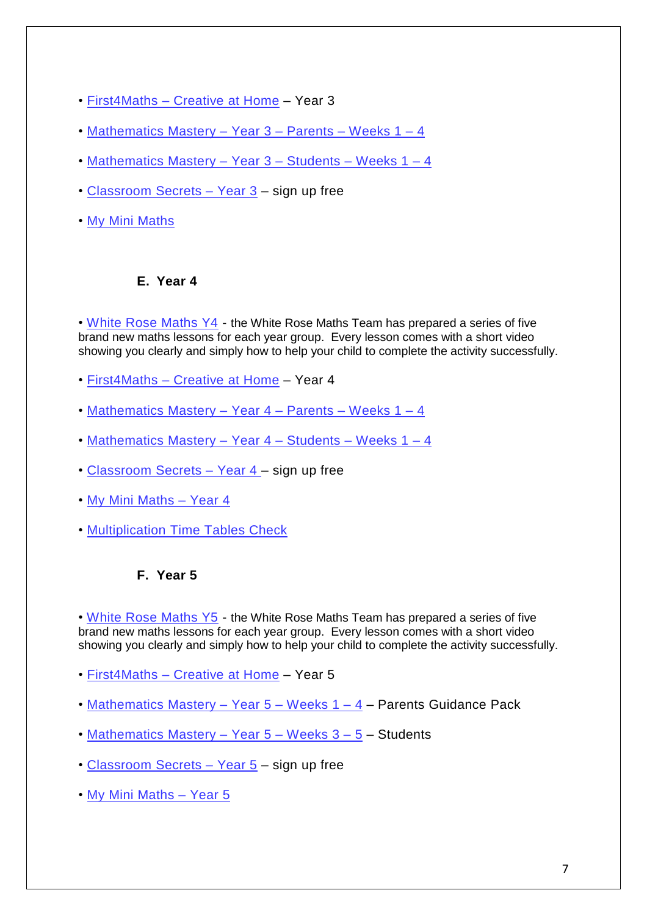- First4Maths – Creative at Home – Year 3
- Mathematics Mastery – Year 3 – Parents – Weeks 1 – 4
- Mathematics Mastery – Year 3 – Students – Weeks 1 – 4
- Classroom Secrets – Year 3 – sign up free
- My Mini Maths

### E. Year 4

- White Rose Maths Y4 - the White Rose Maths Team has prepared a series of five brand new maths lessons for each year group. Every lesson comes with a short video showing you clearly and simply how to help your child to complete the activity successfully.
- First4Maths – Creative at Home – Year 4
- Mathematics Mastery – Year 4 – Parents – Weeks 1 – 4
- Mathematics Mastery – Year 4 – Students – Weeks 1 – 4
- Classroom Secrets – Year 4 – sign up free
- My Mini Maths – Year 4
- Multiplication Time Tables Check

### F. Year 5

- White Rose Maths Y5 - the White Rose Maths Team has prepared a series of five brand new maths lessons for each year group. Every lesson comes with a short video showing you clearly and simply how to help your child to complete the activity successfully.
- First4Maths – Creative at Home – Year 5
- Mathematics Mastery – Year 5 – Weeks 1 – 4 – Parents Guidance Pack
- Mathematics Mastery – Year 5 – Weeks 3 – 5 – Students
- Classroom Secrets – Year 5 – sign up free
- My Mini Maths – Year 5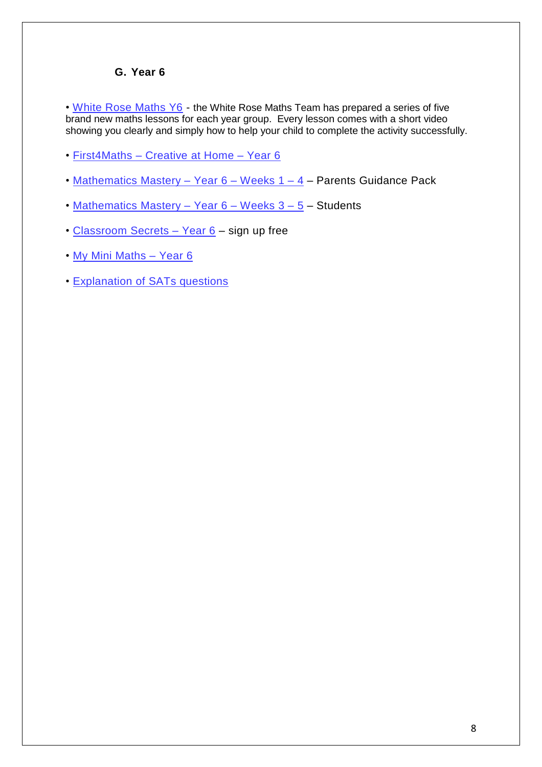### G. Year 6

- White Rose Maths Y6 - the White Rose Maths Team has prepared a series of five brand new maths lessons for each year group. Every lesson comes with a short video showing you clearly and simply how to help your child to complete the activity successfully.

- First4Maths – Creative at Home – Year 6

- Mathematics Mastery – Year 6 – Weeks 1 – 4 – Parents Guidance Pack

- Mathematics Mastery – Year 6 – Weeks 3 – 5 – Students

- Classroom Secrets – Year 6 – sign up free

- My Mini Maths – Year 6

- Explanation of SATs questions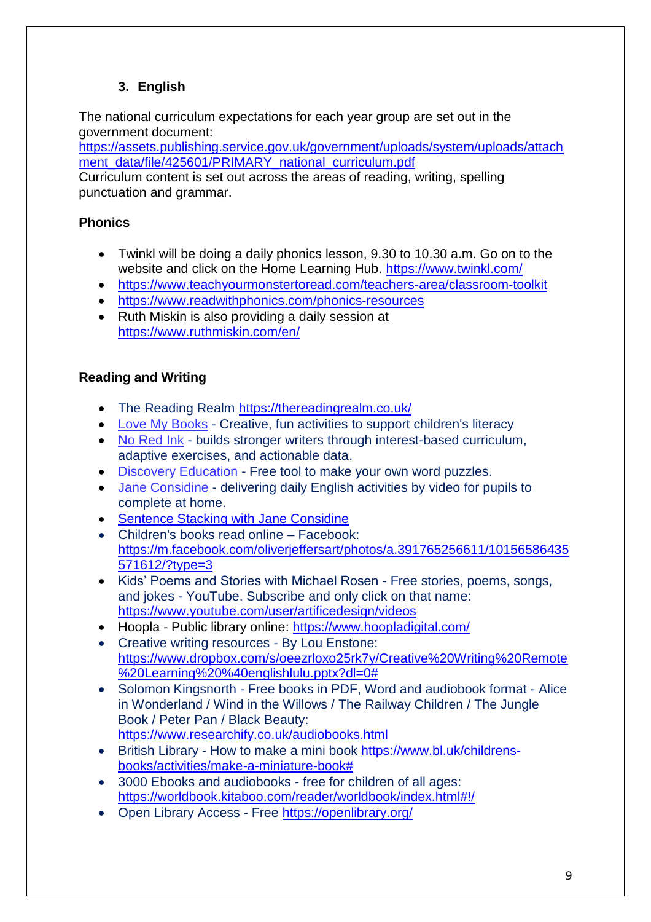### 3. English

The national curriculum expectations for each year group are set out in the government document:
https://assets.publishing.service.gov.uk/government/uploads/system/uploads/attachment_data/file/425601/PRIMARY_national_curriculum.pdf
Curriculum content is set out across the areas of reading, writing, spelling punctuation and grammar.

**Phonics**

- Twinkl will be doing a daily phonics lesson, 9.30 to 10.30 a.m. Go on to the website and click on the Home Learning Hub. https://www.twinkl.com/
- https://www.teachyourmonstertoread.com/teachers-area/classroom-toolkit
- https://www.readwithphonics.com/phonics-resources
- Ruth Miskin is also providing a daily session at https://www.ruthmiskin.com/en/

**Reading and Writing**

- The Reading Realm https://thereadingrealm.co.uk/
- Love My Books - Creative, fun activities to support children's literacy
- No Red Ink - builds stronger writers through interest-based curriculum, adaptive exercises, and actionable data.
- Discovery Education - Free tool to make your own word puzzles.
- Jane Considine - delivering daily English activities by video for pupils to complete at home.
- Sentence Stacking with Jane Considine
- Children's books read online – Facebook: https://m.facebook.com/oliverjeffersart/photos/a.391765256611/10156586435571612/?type=3
- Kids' Poems and Stories with Michael Rosen - Free stories, poems, songs, and jokes - YouTube. Subscribe and only click on that name: https://www.youtube.com/user/artificedesign/videos
- Hoopla - Public library online: https://www.hoopladigital.com/
- Creative writing resources - By Lou Enstone: https://www.dropbox.com/s/oeezrloxo25rk7y/Creative%20Writing%20Remote%20Learning%20%40englishlulu.pptx?dl=0#
- Solomon Kingsnorth - Free books in PDF, Word and audiobook format - Alice in Wonderland / Wind in the Willows / The Railway Children / The Jungle Book / Peter Pan / Black Beauty: https://www.researchify.co.uk/audiobooks.html
- British Library - How to make a mini book https://www.bl.uk/childrens-books/activities/make-a-miniature-book#
- 3000 Ebooks and audiobooks - free for children of all ages: https://worldbook.kitaboo.com/reader/worldbook/index.html#!/
- Open Library Access - Free https://openlibrary.org/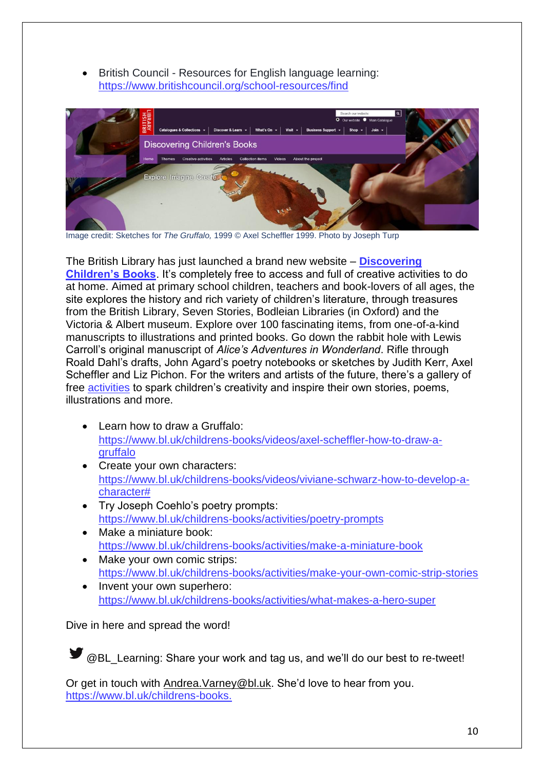- British Council - Resources for English language learning: https://www.britishcouncil.org/school-resources/find

Image credit: Sketches for *The Gruffalo,* 1999 © Axel Scheffler 1999. Photo by Joseph Turp

The British Library has just launched a brand new website – **Discovering Children's Books**. It's completely free to access and full of creative activities to do at home. Aimed at primary school children, teachers and book-lovers of all ages, the site explores the history and rich variety of children's literature, through treasures from the British Library, Seven Stories, Bodleian Libraries (in Oxford) and the Victoria & Albert museum. Explore over 100 fascinating items, from one-of-a-kind manuscripts to illustrations and printed books. Go down the rabbit hole with Lewis Carroll's original manuscript of *Alice's Adventures in Wonderland*. Rifle through Roald Dahl's drafts, John Agard's poetry notebooks or sketches by Judith Kerr, Axel Scheffler and Liz Pichon. For the writers and artists of the future, there's a gallery of free activities to spark children's creativity and inspire their own stories, poems, illustrations and more.

- Learn how to draw a Gruffalo: https://www.bl.uk/childrens-books/videos/axel-scheffler-how-to-draw-a-gruffalo
- Create your own characters: https://www.bl.uk/childrens-books/videos/viviane-schwarz-how-to-develop-a-character#
- Try Joseph Coehlo's poetry prompts: https://www.bl.uk/childrens-books/activities/poetry-prompts
- Make a miniature book: https://www.bl.uk/childrens-books/activities/make-a-miniature-book
- Make your own comic strips: https://www.bl.uk/childrens-books/activities/make-your-own-comic-strip-stories
- Invent your own superhero: https://www.bl.uk/childrens-books/activities/what-makes-a-hero-super

Dive in here and spread the word!

@BL_Learning: Share your work and tag us, and we'll do our best to re-tweet!

Or get in touch with Andrea.Varney@bl.uk. She'd love to hear from you.
https://www.bl.uk/childrens-books.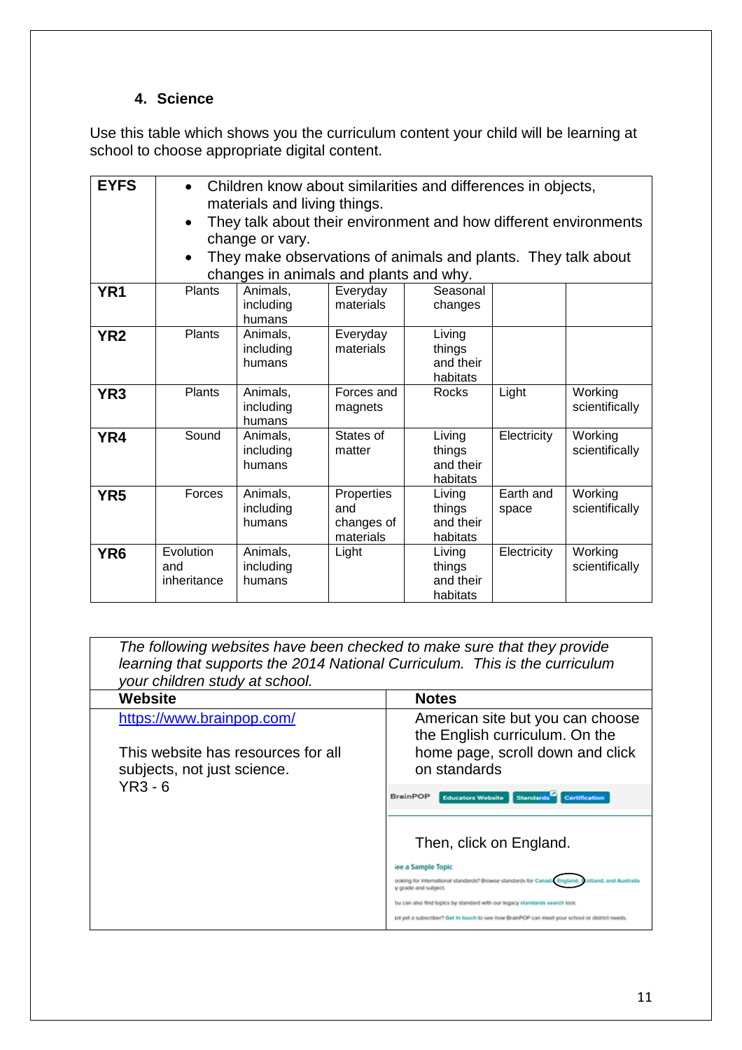### 4. Science

Use this table which shows you the curriculum content your child will be learning at school to choose appropriate digital content.

| | | | | | | |
|---|---|---|---|---|---|---|
| **EYFS** | • Children know about similarities and differences in objects, materials and living things. • They talk about their environment and how different environments change or vary. • They make observations of animals and plants. They talk about changes in animals and plants and why. | | | | | |
| **YR1** | Plants | Animals, including humans | Everyday materials | Seasonal changes | | |
| **YR2** | Plants | Animals, including humans | Everyday materials | Living things and their habitats | | |
| **YR3** | Plants | Animals, including humans | Forces and magnets | Rocks | Light | Working scientifically |
| **YR4** | Sound | Animals, including humans | States of matter | Living things and their habitats | Electricity | Working scientifically |
| **YR5** | Forces | Animals, including humans | Properties and changes of materials | Living things and their habitats | Earth and space | Working scientifically |
| **YR6** | Evolution and inheritance | Animals, including humans | Light | Living things and their habitats | Electricity | Working scientifically |

*The following websites have been checked to make sure that they provide learning that supports the 2014 National Curriculum. This is the curriculum your children study at school.*

| **Website** | **Notes** |
|---|---|
| [https://www.brainpop.com/](https://www.brainpop.com/) <br><br> This website has resources for all subjects, not just science. <br> YR3 - 6 | American site but you can choose the English curriculum. On the home page, scroll down and click on standards <br><br> BrainPOP · Educators Website · Standards · Certification <br><br> Then, click on England. <br><br> See a Sample Topic <br> Looking for international standards? Browse standards for Canada, England, Scotland, and Australia by grade and subject. <br> You can also find topics by standard with our legacy standards search tool. <br> Not yet a subscriber? Get in touch to see how BrainPOP can meet your school or district needs. |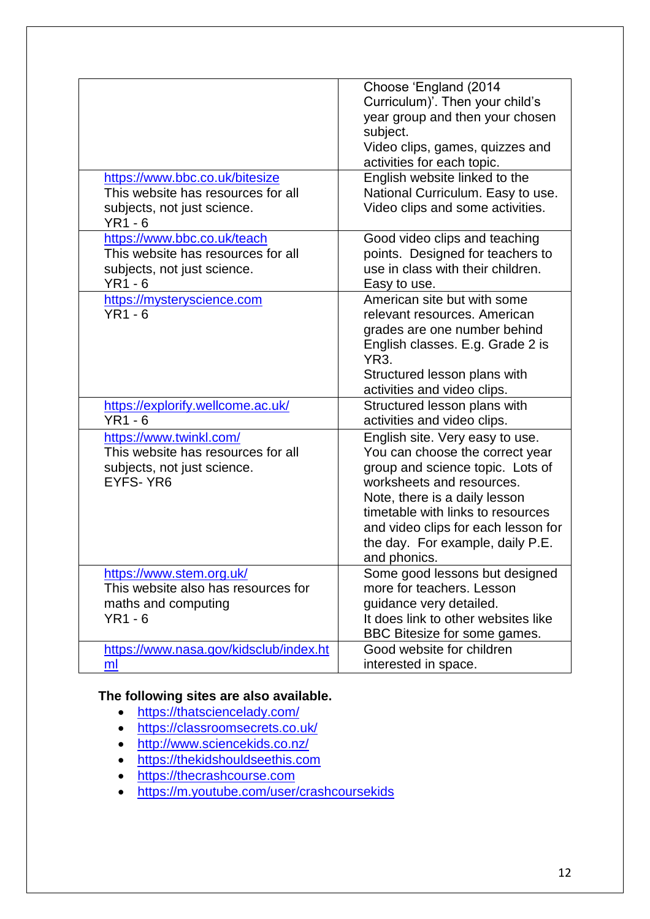| | |
|---|---|
| | Choose 'England (2014 Curriculum)'. Then your child's year group and then your chosen subject.<br>Video clips, games, quizzes and activities for each topic. |
| https://www.bbc.co.uk/bitesize<br>This website has resources for all subjects, not just science.<br>YR1 - 6 | English website linked to the National Curriculum. Easy to use. Video clips and some activities. |
| https://www.bbc.co.uk/teach<br>This website has resources for all subjects, not just science.<br>YR1 - 6 | Good video clips and teaching points. Designed for teachers to use in class with their children. Easy to use. |
| https://mysteryscience.com<br>YR1 - 6 | American site but with some relevant resources. American grades are one number behind English classes. E.g. Grade 2 is YR3.<br>Structured lesson plans with activities and video clips. |
| https://explorify.wellcome.ac.uk/<br>YR1 - 6 | Structured lesson plans with activities and video clips. |
| https://www.twinkl.com/<br>This website has resources for all subjects, not just science.<br>EYFS- YR6 | English site. Very easy to use. You can choose the correct year group and science topic. Lots of worksheets and resources.<br>Note, there is a daily lesson timetable with links to resources and video clips for each lesson for the day. For example, daily P.E. and phonics. |
| https://www.stem.org.uk/<br>This website also has resources for maths and computing<br>YR1 - 6 | Some good lessons but designed more for teachers. Lesson guidance very detailed.<br>It does link to other websites like BBC Bitesize for some games. |
| https://www.nasa.gov/kidsclub/index.html | Good website for children interested in space. |

**The following sites are also available.**

- https://thatsciencelady.com/
- https://classroomsecrets.co.uk/
- http://www.sciencekids.co.nz/
- https://thekidshouldseethis.com
- https://thecrashcourse.com
- https://m.youtube.com/user/crashcoursekids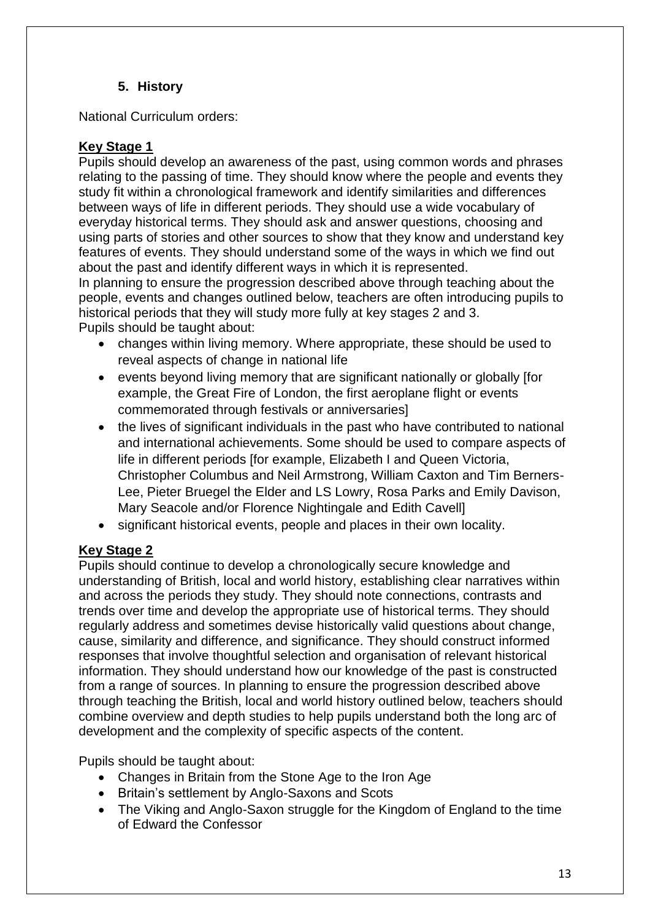## 5. History

National Curriculum orders:

### Key Stage 1

Pupils should develop an awareness of the past, using common words and phrases relating to the passing of time. They should know where the people and events they study fit within a chronological framework and identify similarities and differences between ways of life in different periods. They should use a wide vocabulary of everyday historical terms. They should ask and answer questions, choosing and using parts of stories and other sources to show that they know and understand key features of events. They should understand some of the ways in which we find out about the past and identify different ways in which it is represented.
In planning to ensure the progression described above through teaching about the people, events and changes outlined below, teachers are often introducing pupils to historical periods that they will study more fully at key stages 2 and 3.
Pupils should be taught about:

- changes within living memory. Where appropriate, these should be used to reveal aspects of change in national life
- events beyond living memory that are significant nationally or globally [for example, the Great Fire of London, the first aeroplane flight or events commemorated through festivals or anniversaries]
- the lives of significant individuals in the past who have contributed to national and international achievements. Some should be used to compare aspects of life in different periods [for example, Elizabeth I and Queen Victoria, Christopher Columbus and Neil Armstrong, William Caxton and Tim Berners-Lee, Pieter Bruegel the Elder and LS Lowry, Rosa Parks and Emily Davison, Mary Seacole and/or Florence Nightingale and Edith Cavell]
- significant historical events, people and places in their own locality.

### Key Stage 2

Pupils should continue to develop a chronologically secure knowledge and understanding of British, local and world history, establishing clear narratives within and across the periods they study. They should note connections, contrasts and trends over time and develop the appropriate use of historical terms. They should regularly address and sometimes devise historically valid questions about change, cause, similarity and difference, and significance. They should construct informed responses that involve thoughtful selection and organisation of relevant historical information. They should understand how our knowledge of the past is constructed from a range of sources. In planning to ensure the progression described above through teaching the British, local and world history outlined below, teachers should combine overview and depth studies to help pupils understand both the long arc of development and the complexity of specific aspects of the content.

Pupils should be taught about:

- Changes in Britain from the Stone Age to the Iron Age
- Britain's settlement by Anglo-Saxons and Scots
- The Viking and Anglo-Saxon struggle for the Kingdom of England to the time of Edward the Confessor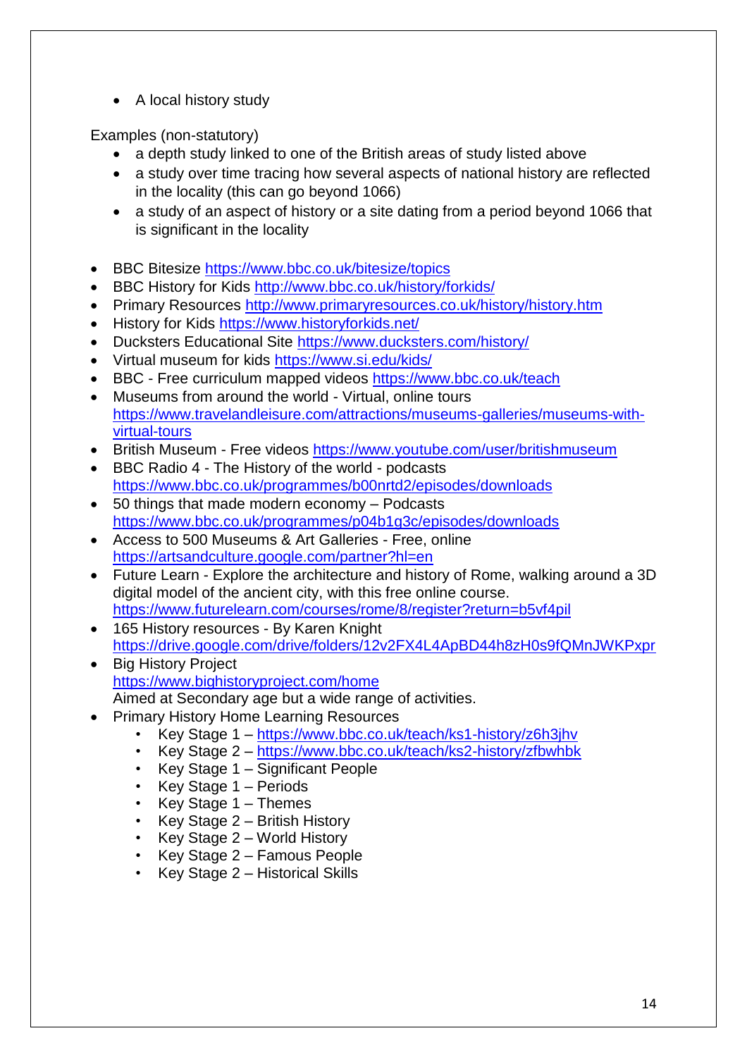- A local history study

Examples (non-statutory)

- a depth study linked to one of the British areas of study listed above
- a study over time tracing how several aspects of national history are reflected in the locality (this can go beyond 1066)
- a study of an aspect of history or a site dating from a period beyond 1066 that is significant in the locality

- BBC Bitesize https://www.bbc.co.uk/bitesize/topics
- BBC History for Kids http://www.bbc.co.uk/history/forkids/
- Primary Resources http://www.primaryresources.co.uk/history/history.htm
- History for Kids https://www.historyforkids.net/
- Ducksters Educational Site https://www.ducksters.com/history/
- Virtual museum for kids https://www.si.edu/kids/
- BBC - Free curriculum mapped videos https://www.bbc.co.uk/teach
- Museums from around the world - Virtual, online tours https://www.travelandleisure.com/attractions/museums-galleries/museums-with-virtual-tours
- British Museum - Free videos https://www.youtube.com/user/britishmuseum
- BBC Radio 4 - The History of the world - podcasts https://www.bbc.co.uk/programmes/b00nrtd2/episodes/downloads
- 50 things that made modern economy – Podcasts https://www.bbc.co.uk/programmes/p04b1g3c/episodes/downloads
- Access to 500 Museums & Art Galleries - Free, online https://artsandculture.google.com/partner?hl=en
- Future Learn - Explore the architecture and history of Rome, walking around a 3D digital model of the ancient city, with this free online course. https://www.futurelearn.com/courses/rome/8/register?return=b5vf4pil
- 165 History resources - By Karen Knight https://drive.google.com/drive/folders/12v2FX4L4ApBD44h8zH0s9fQMnJWKPxpr
- Big History Project https://www.bighistoryproject.com/home Aimed at Secondary age but a wide range of activities.
- Primary History Home Learning Resources
  - Key Stage 1 – https://www.bbc.co.uk/teach/ks1-history/z6h3jhv
  - Key Stage 2 – https://www.bbc.co.uk/teach/ks2-history/zfbwhbk
  - Key Stage 1 – Significant People
  - Key Stage 1 – Periods
  - Key Stage 1 – Themes
  - Key Stage 2 – British History
  - Key Stage 2 – World History
  - Key Stage 2 – Famous People
  - Key Stage 2 – Historical Skills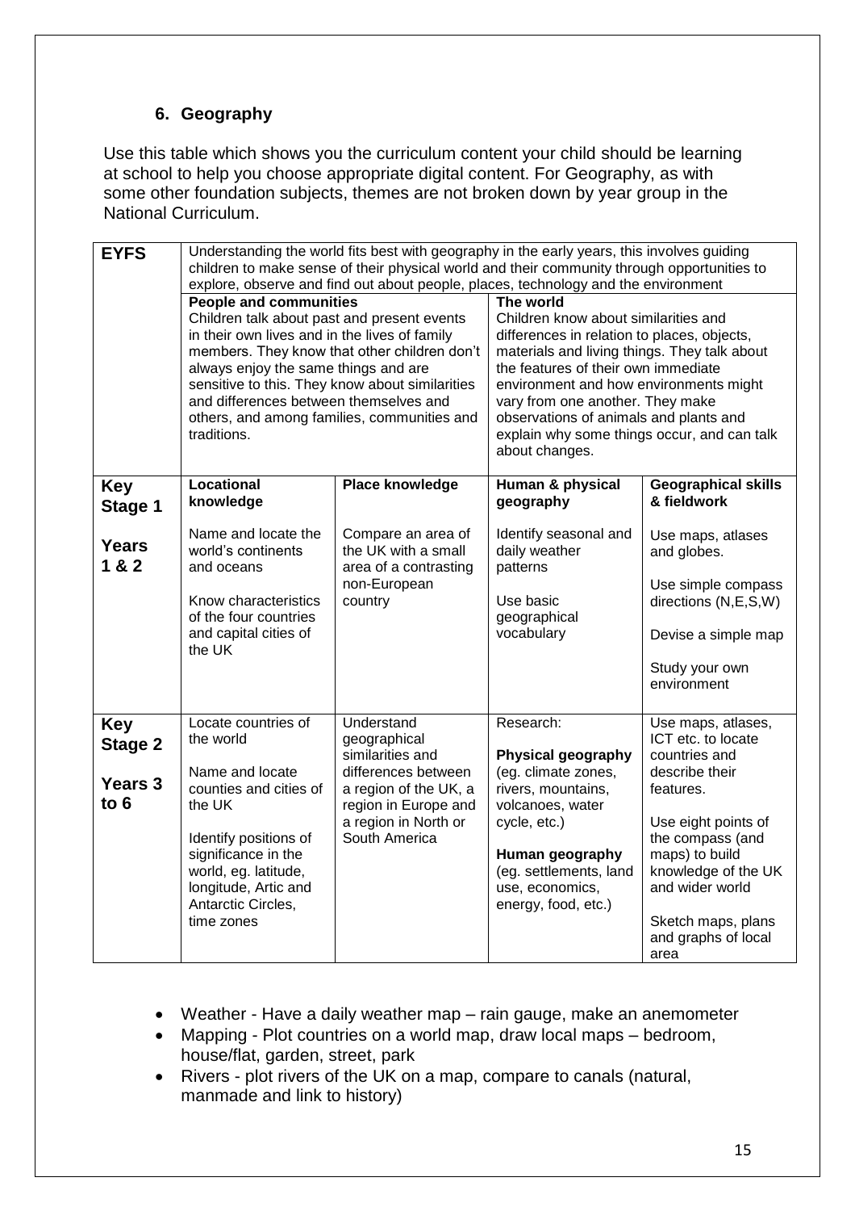## 6. Geography

Use this table which shows you the curriculum content your child should be learning at school to help you choose appropriate digital content. For Geography, as with some other foundation subjects, themes are not broken down by year group in the National Curriculum.

| | | | | |
|---|---|---|---|---|
| **EYFS** | Understanding the world fits best with geography in the early years, this involves guiding children to make sense of their physical world and their community through opportunities to explore, observe and find out about people, places, technology and the environment | | | |
| | **People and communities** Children talk about past and present events in their own lives and in the lives of family members. They know that other children don't always enjoy the same things and are sensitive to this. They know about similarities and differences between themselves and others, and among families, communities and traditions. | | **The world** Children know about similarities and differences in relation to places, objects, materials and living things. They talk about the features of their own immediate environment and how environments might vary from one another. They make observations of animals and plants and explain why some things occur, and can talk about changes. | |
| **Key Stage 1** **Years 1 & 2** | **Locational knowledge** Name and locate the world's continents and oceans<br><br>Know characteristics of the four countries and capital cities of the UK | **Place knowledge** Compare an area of the UK with a small area of a contrasting non-European country | **Human & physical geography** Identify seasonal and daily weather patterns<br><br>Use basic geographical vocabulary | **Geographical skills & fieldwork** Use maps, atlases and globes.<br><br>Use simple compass directions (N,E,S,W)<br><br>Devise a simple map<br><br>Study your own environment |
| **Key Stage 2** **Years 3 to 6** | Locate countries of the world<br><br>Name and locate counties and cities of the UK<br><br>Identify positions of significance in the world, eg. latitude, longitude, Artic and Antarctic Circles, time zones | Understand geographical similarities and differences between a region of the UK, a region in Europe and a region in North or South America | Research:<br><br>**Physical geography** (eg. climate zones, rivers, mountains, volcanoes, water cycle, etc.)<br><br>**Human geography** (eg. settlements, land use, economics, energy, food, etc.) | Use maps, atlases, ICT etc. to locate countries and describe their features.<br><br>Use eight points of the compass (and maps) to build knowledge of the UK and wider world<br><br>Sketch maps, plans and graphs of local area |

- Weather - Have a daily weather map – rain gauge, make an anemometer
- Mapping - Plot countries on a world map, draw local maps – bedroom, house/flat, garden, street, park
- Rivers - plot rivers of the UK on a map, compare to canals (natural, manmade and link to history)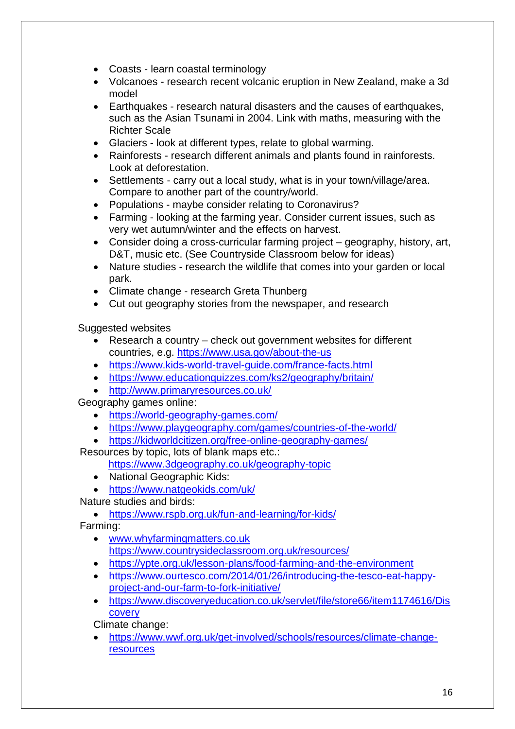- Coasts - learn coastal terminology
- Volcanoes - research recent volcanic eruption in New Zealand, make a 3d model
- Earthquakes - research natural disasters and the causes of earthquakes, such as the Asian Tsunami in 2004. Link with maths, measuring with the Richter Scale
- Glaciers - look at different types, relate to global warming.
- Rainforests - research different animals and plants found in rainforests. Look at deforestation.
- Settlements - carry out a local study, what is in your town/village/area. Compare to another part of the country/world.
- Populations - maybe consider relating to Coronavirus?
- Farming - looking at the farming year. Consider current issues, such as very wet autumn/winter and the effects on harvest.
- Consider doing a cross-curricular farming project – geography, history, art, D&T, music etc. (See Countryside Classroom below for ideas)
- Nature studies - research the wildlife that comes into your garden or local park.
- Climate change - research Greta Thunberg
- Cut out geography stories from the newspaper, and research

Suggested websites

- Research a country – check out government websites for different countries, e.g. https://www.usa.gov/about-the-us
- https://www.kids-world-travel-guide.com/france-facts.html
- https://www.educationquizzes.com/ks2/geography/britain/
- http://www.primaryresources.co.uk/

Geography games online:

- https://world-geography-games.com/
- https://www.playgeography.com/games/countries-of-the-world/
- https://kidworldcitizen.org/free-online-geography-games/

Resources by topic, lots of blank maps etc.:

https://www.3dgeography.co.uk/geography-topic

- National Geographic Kids:
- https://www.natgeokids.com/uk/

Nature studies and birds:

- https://www.rspb.org.uk/fun-and-learning/for-kids/

Farming:

- www.whyfarmingmatters.co.uk
  https://www.countrysideclassroom.org.uk/resources/
- https://ypte.org.uk/lesson-plans/food-farming-and-the-environment
- https://www.ourtesco.com/2014/01/26/introducing-the-tesco-eat-happy-project-and-our-farm-to-fork-initiative/
- https://www.discoveryeducation.co.uk/servlet/file/store66/item1174616/Discovery

Climate change:

- https://www.wwf.org.uk/get-involved/schools/resources/climate-change-resources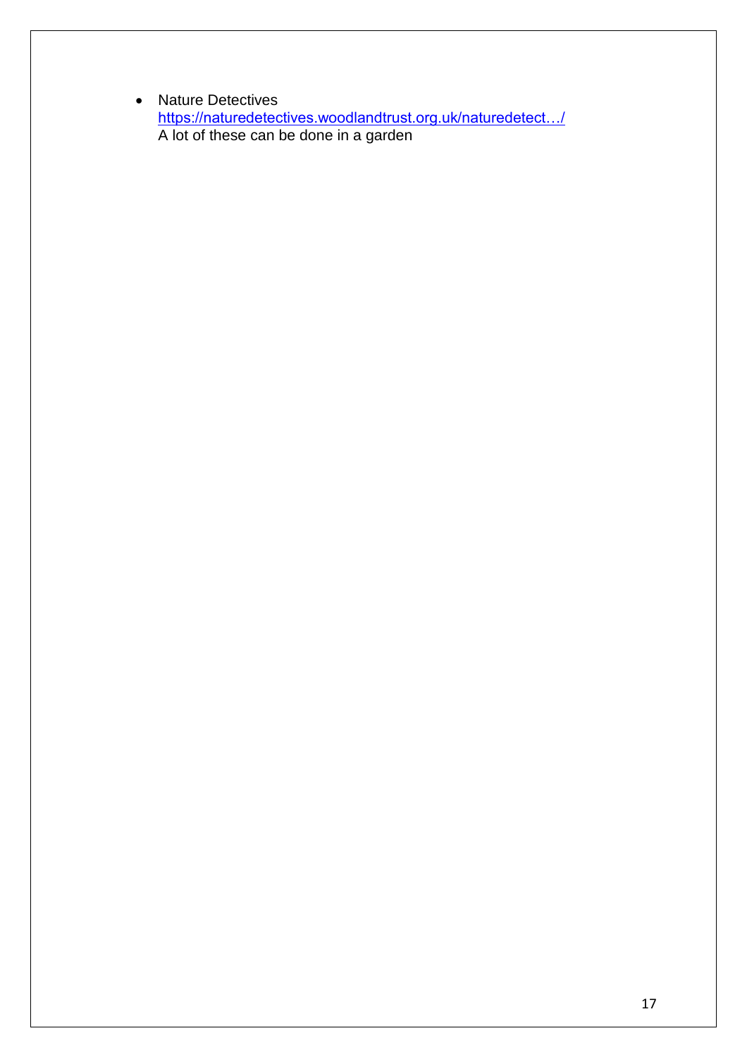- Nature Detectives
  https://naturedetectives.woodlandtrust.org.uk/naturedetect…/
  A lot of these can be done in a garden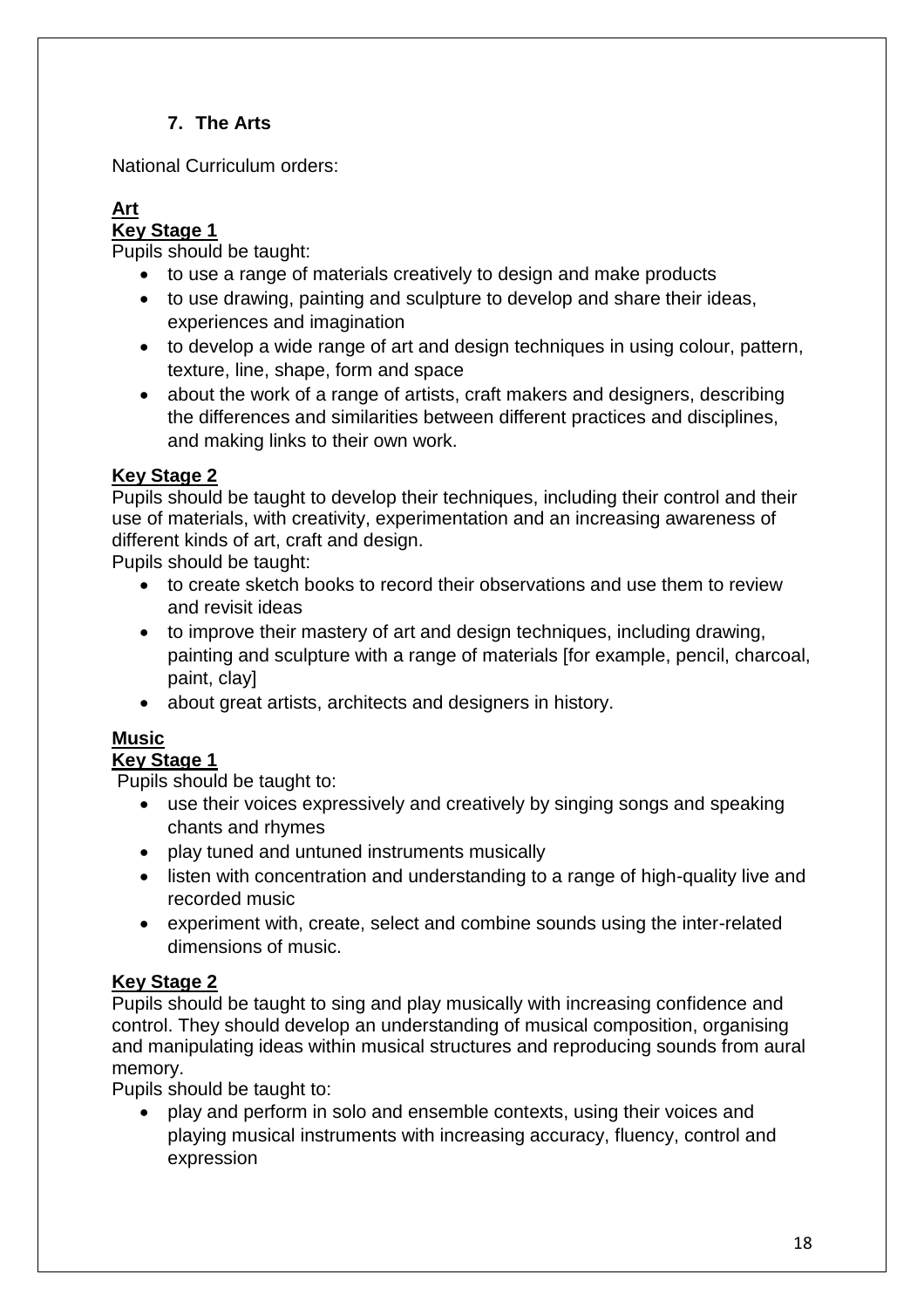## 7. The Arts

National Curriculum orders:

### Art

#### Key Stage 1

Pupils should be taught:

- to use a range of materials creatively to design and make products
- to use drawing, painting and sculpture to develop and share their ideas, experiences and imagination
- to develop a wide range of art and design techniques in using colour, pattern, texture, line, shape, form and space
- about the work of a range of artists, craft makers and designers, describing the differences and similarities between different practices and disciplines, and making links to their own work.

#### Key Stage 2

Pupils should be taught to develop their techniques, including their control and their use of materials, with creativity, experimentation and an increasing awareness of different kinds of art, craft and design.

Pupils should be taught:

- to create sketch books to record their observations and use them to review and revisit ideas
- to improve their mastery of art and design techniques, including drawing, painting and sculpture with a range of materials [for example, pencil, charcoal, paint, clay]
- about great artists, architects and designers in history.

### Music

#### Key Stage 1

Pupils should be taught to:

- use their voices expressively and creatively by singing songs and speaking chants and rhymes
- play tuned and untuned instruments musically
- listen with concentration and understanding to a range of high-quality live and recorded music
- experiment with, create, select and combine sounds using the inter-related dimensions of music.

#### Key Stage 2

Pupils should be taught to sing and play musically with increasing confidence and control. They should develop an understanding of musical composition, organising and manipulating ideas within musical structures and reproducing sounds from aural memory.

Pupils should be taught to:

- play and perform in solo and ensemble contexts, using their voices and playing musical instruments with increasing accuracy, fluency, control and expression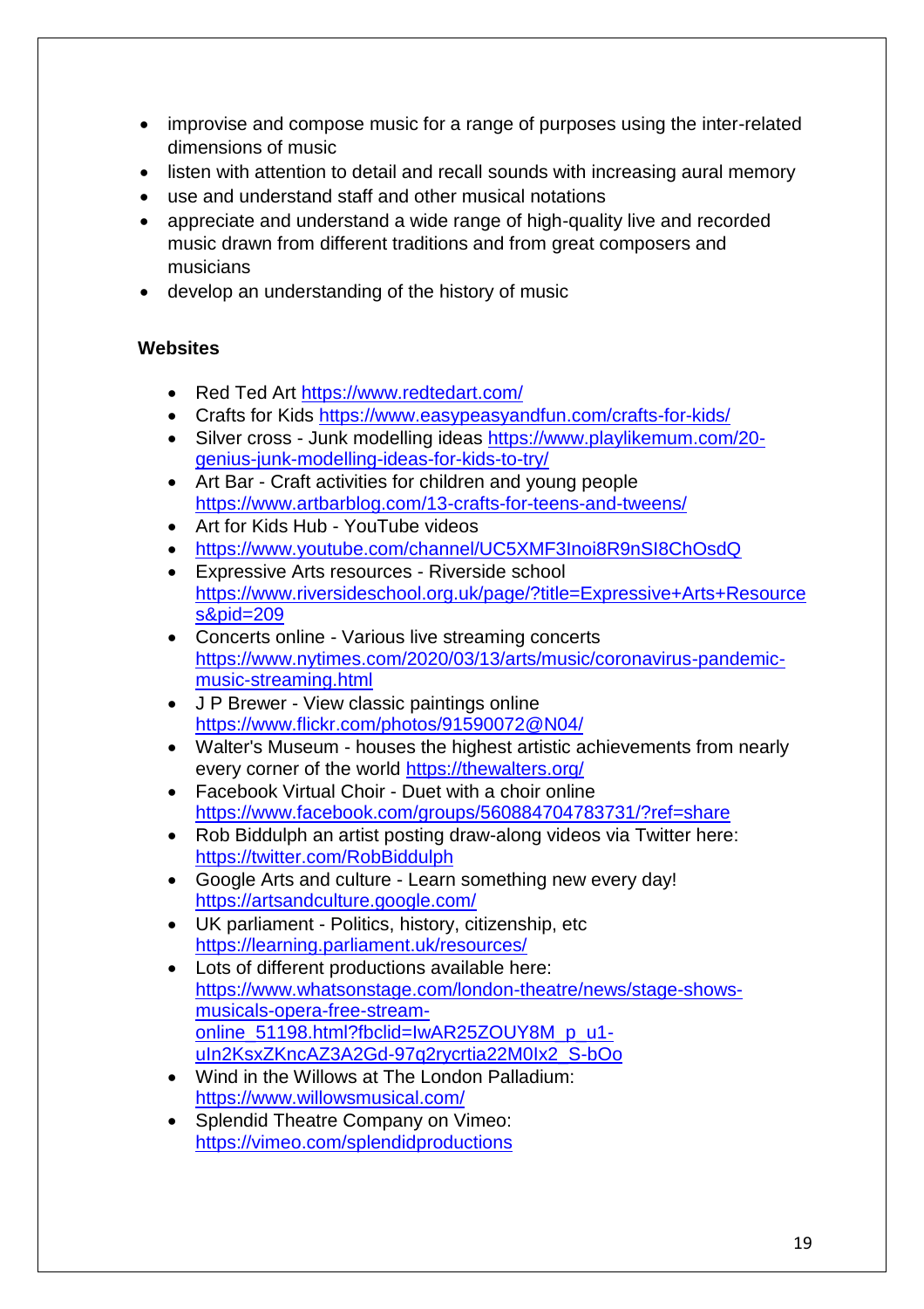- improvise and compose music for a range of purposes using the inter-related dimensions of music
- listen with attention to detail and recall sounds with increasing aural memory
- use and understand staff and other musical notations
- appreciate and understand a wide range of high-quality live and recorded music drawn from different traditions and from great composers and musicians
- develop an understanding of the history of music

**Websites**

- Red Ted Art https://www.redtedart.com/
- Crafts for Kids https://www.easypeasyandfun.com/crafts-for-kids/
- Silver cross - Junk modelling ideas https://www.playlikemum.com/20-genius-junk-modelling-ideas-for-kids-to-try/
- Art Bar - Craft activities for children and young people https://www.artbarblog.com/13-crafts-for-teens-and-tweens/
- Art for Kids Hub - YouTube videos
- https://www.youtube.com/channel/UC5XMF3Inoi8R9nSI8ChOsdQ
- Expressive Arts resources - Riverside school https://www.riversideschool.org.uk/page/?title=Expressive+Arts+Resources&pid=209
- Concerts online - Various live streaming concerts https://www.nytimes.com/2020/03/13/arts/music/coronavirus-pandemic-music-streaming.html
- J P Brewer - View classic paintings online https://www.flickr.com/photos/91590072@N04/
- Walter's Museum - houses the highest artistic achievements from nearly every corner of the world https://thewalters.org/
- Facebook Virtual Choir - Duet with a choir online https://www.facebook.com/groups/560884704783731/?ref=share
- Rob Biddulph an artist posting draw-along videos via Twitter here: https://twitter.com/RobBiddulph
- Google Arts and culture - Learn something new every day! https://artsandculture.google.com/
- UK parliament - Politics, history, citizenship, etc https://learning.parliament.uk/resources/
- Lots of different productions available here: https://www.whatsonstage.com/london-theatre/news/stage-shows-musicals-opera-free-stream-online_51198.html?fbclid=IwAR25ZOUY8M_p_u1-uIn2KsxZKncAZ3A2Gd-97q2rycrtia22M0Ix2_S-bOo
- Wind in the Willows at The London Palladium: https://www.willowsmusical.com/
- Splendid Theatre Company on Vimeo: https://vimeo.com/splendidproductions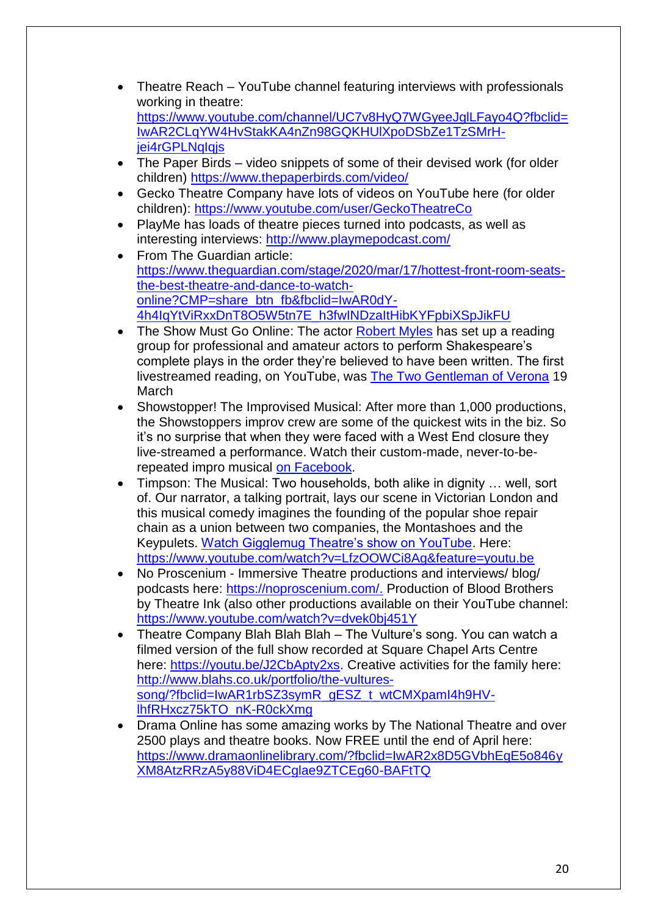- Theatre Reach – YouTube channel featuring interviews with professionals working in theatre: https://www.youtube.com/channel/UC7v8HyQ7WGyeeJglLFayo4Q?fbclid=IwAR2CLqYW4HvStakKA4nZn98GQKHUlXpoDSbZe1TzSMrH-jei4rGPLNqIqjs
- The Paper Birds – video snippets of some of their devised work (for older children) https://www.thepaperbirds.com/video/
- Gecko Theatre Company have lots of videos on YouTube here (for older children): https://www.youtube.com/user/GeckoTheatreCo
- PlayMe has loads of theatre pieces turned into podcasts, as well as interesting interviews: http://www.playmepodcast.com/
- From The Guardian article: https://www.theguardian.com/stage/2020/mar/17/hottest-front-room-seats-the-best-theatre-and-dance-to-watch-online?CMP=share_btn_fb&fbclid=IwAR0dY-4h4IqYtViRxxDnT8O5W5tn7E_h3fwINDzaltHibKYFpbiXSpJikFU
- The Show Must Go Online: The actor Robert Myles has set up a reading group for professional and amateur actors to perform Shakespeare's complete plays in the order they're believed to have been written. The first livestreamed reading, on YouTube, was The Two Gentleman of Verona 19 March
- Showstopper! The Improvised Musical: After more than 1,000 productions, the Showstoppers improv crew are some of the quickest wits in the biz. So it's no surprise that when they were faced with a West End closure they live-streamed a performance. Watch their custom-made, never-to-be-repeated impro musical on Facebook.
- Timpson: The Musical: Two households, both alike in dignity … well, sort of. Our narrator, a talking portrait, lays our scene in Victorian London and this musical comedy imagines the founding of the popular shoe repair chain as a union between two companies, the Montashoes and the Keypulets. Watch Gigglemug Theatre's show on YouTube. Here: https://www.youtube.com/watch?v=LfzOOWCi8Ag&feature=youtu.be
- No Proscenium - Immersive Theatre productions and interviews/ blog/ podcasts here: https://noproscenium.com/. Production of Blood Brothers by Theatre Ink (also other productions available on their YouTube channel: https://www.youtube.com/watch?v=dvek0bj451Y
- Theatre Company Blah Blah Blah – The Vulture's song. You can watch a filmed version of the full show recorded at Square Chapel Arts Centre here: https://youtu.be/J2CbApty2xs. Creative activities for the family here: http://www.blahs.co.uk/portfolio/the-vultures-song/?fbclid=IwAR1rbSZ3symR_gESZ_t_wtCMXpamI4h9HV-lhfRHxcz75kTO_nK-R0ckXmg
- Drama Online has some amazing works by The National Theatre and over 2500 plays and theatre books. Now FREE until the end of April here: https://www.dramaonlinelibrary.com/?fbclid=IwAR2x8D5GVbhEgE5o846yXM8AtzRRzA5y88ViD4ECglae9ZTCEg60-BAFtTQ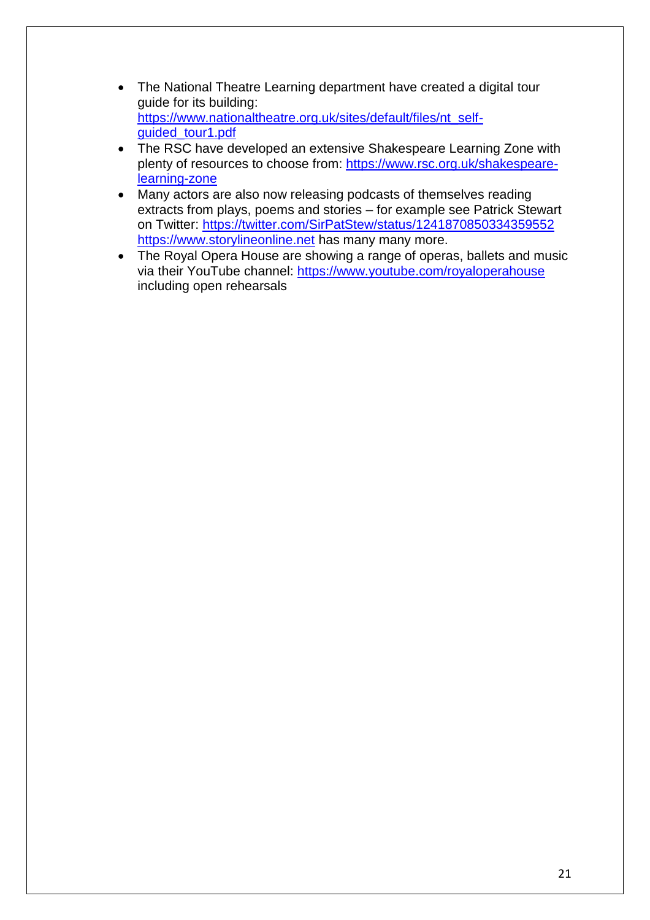- The National Theatre Learning department have created a digital tour guide for its building: https://www.nationaltheatre.org.uk/sites/default/files/nt_self-guided_tour1.pdf
- The RSC have developed an extensive Shakespeare Learning Zone with plenty of resources to choose from: https://www.rsc.org.uk/shakespeare-learning-zone
- Many actors are also now releasing podcasts of themselves reading extracts from plays, poems and stories – for example see Patrick Stewart on Twitter: https://twitter.com/SirPatStew/status/1241870850334359552 https://www.storylineonline.net has many many more.
- The Royal Opera House are showing a range of operas, ballets and music via their YouTube channel: https://www.youtube.com/royaloperahouse including open rehearsals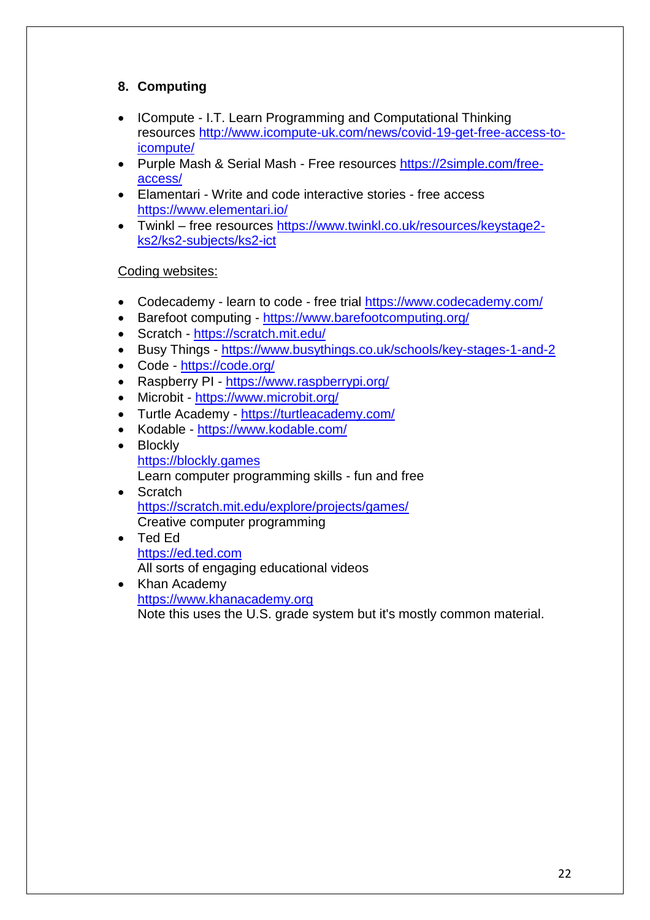## 8. Computing

- ICompute - I.T. Learn Programming and Computational Thinking resources http://www.icompute-uk.com/news/covid-19-get-free-access-to-icompute/
- Purple Mash & Serial Mash - Free resources https://2simple.com/free-access/
- Elementari - Write and code interactive stories - free access https://www.elementari.io/
- Twinkl – free resources https://www.twinkl.co.uk/resources/keystage2-ks2/ks2-subjects/ks2-ict

<u>Coding websites:</u>

- Codecademy - learn to code - free trial https://www.codecademy.com/
- Barefoot computing - https://www.barefootcomputing.org/
- Scratch - https://scratch.mit.edu/
- Busy Things - https://www.busythings.co.uk/schools/key-stages-1-and-2
- Code - https://code.org/
- Raspberry PI - https://www.raspberrypi.org/
- Microbit - https://www.microbit.org/
- Turtle Academy - https://turtleacademy.com/
- Kodable - https://www.kodable.com/
- Blockly
  https://blockly.games
  Learn computer programming skills - fun and free
- Scratch
  https://scratch.mit.edu/explore/projects/games/
  Creative computer programming
- Ted Ed
  https://ed.ted.com
  All sorts of engaging educational videos
- Khan Academy
  https://www.khanacademy.org
  Note this uses the U.S. grade system but it's mostly common material.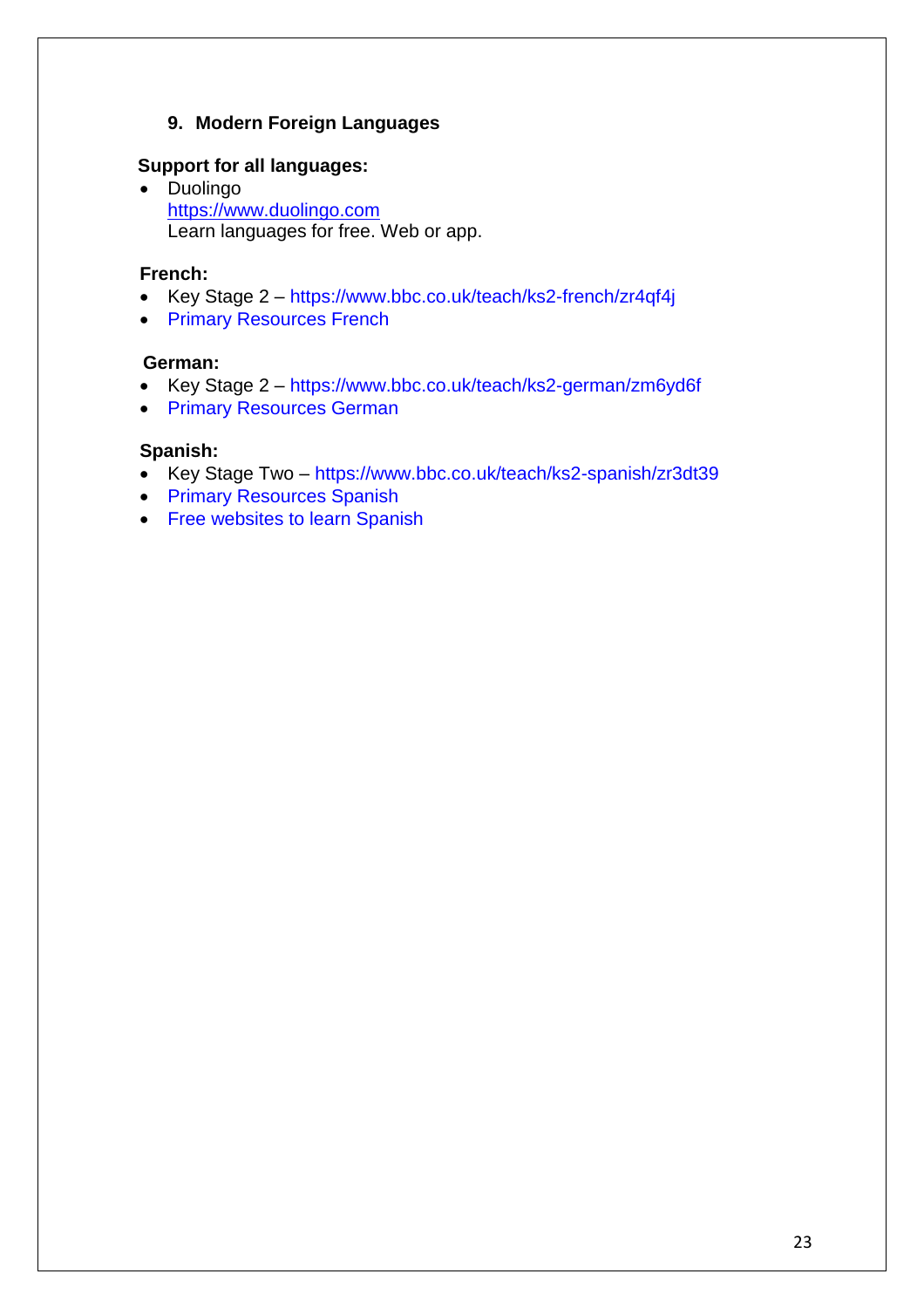## 9. Modern Foreign Languages

**Support for all languages:**

- Duolingo
  https://www.duolingo.com
  Learn languages for free. Web or app.

**French:**

- Key Stage 2 – https://www.bbc.co.uk/teach/ks2-french/zr4qf4j
- Primary Resources French

**German:**

- Key Stage 2 – https://www.bbc.co.uk/teach/ks2-german/zm6yd6f
- Primary Resources German

**Spanish:**

- Key Stage Two – https://www.bbc.co.uk/teach/ks2-spanish/zr3dt39
- Primary Resources Spanish
- Free websites to learn Spanish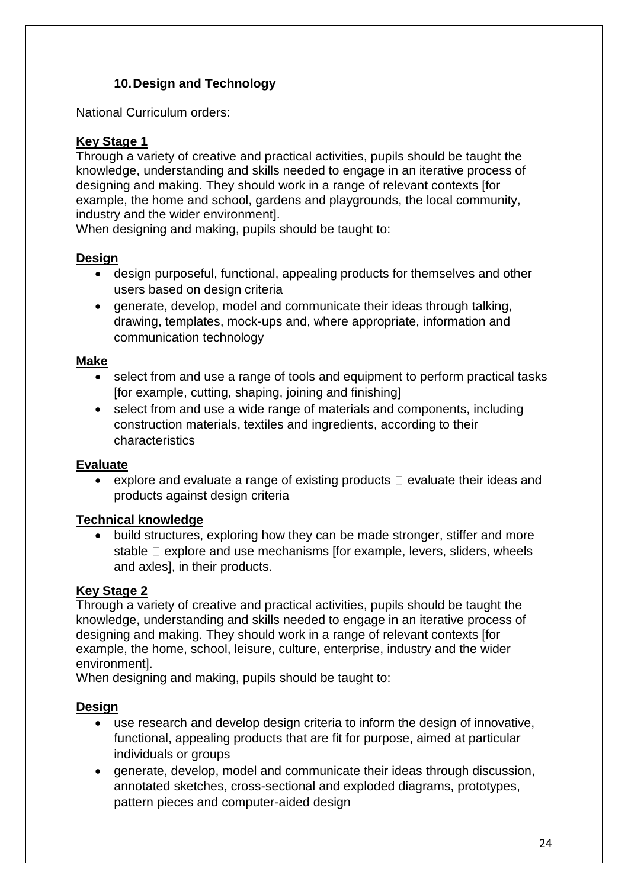## 10. Design and Technology

National Curriculum orders:

**Key Stage 1**

Through a variety of creative and practical activities, pupils should be taught the knowledge, understanding and skills needed to engage in an iterative process of designing and making. They should work in a range of relevant contexts [for example, the home and school, gardens and playgrounds, the local community, industry and the wider environment].

When designing and making, pupils should be taught to:

**Design**

- design purposeful, functional, appealing products for themselves and other users based on design criteria
- generate, develop, model and communicate their ideas through talking, drawing, templates, mock-ups and, where appropriate, information and communication technology

**Make**

- select from and use a range of tools and equipment to perform practical tasks [for example, cutting, shaping, joining and finishing]
- select from and use a wide range of materials and components, including construction materials, textiles and ingredients, according to their characteristics

**Evaluate**

- explore and evaluate a range of existing products  evaluate their ideas and products against design criteria

**Technical knowledge**

- build structures, exploring how they can be made stronger, stiffer and more stable  explore and use mechanisms [for example, levers, sliders, wheels and axles], in their products.

**Key Stage 2**

Through a variety of creative and practical activities, pupils should be taught the knowledge, understanding and skills needed to engage in an iterative process of designing and making. They should work in a range of relevant contexts [for example, the home, school, leisure, culture, enterprise, industry and the wider environment].

When designing and making, pupils should be taught to:

**Design**

- use research and develop design criteria to inform the design of innovative, functional, appealing products that are fit for purpose, aimed at particular individuals or groups
- generate, develop, model and communicate their ideas through discussion, annotated sketches, cross-sectional and exploded diagrams, prototypes, pattern pieces and computer-aided design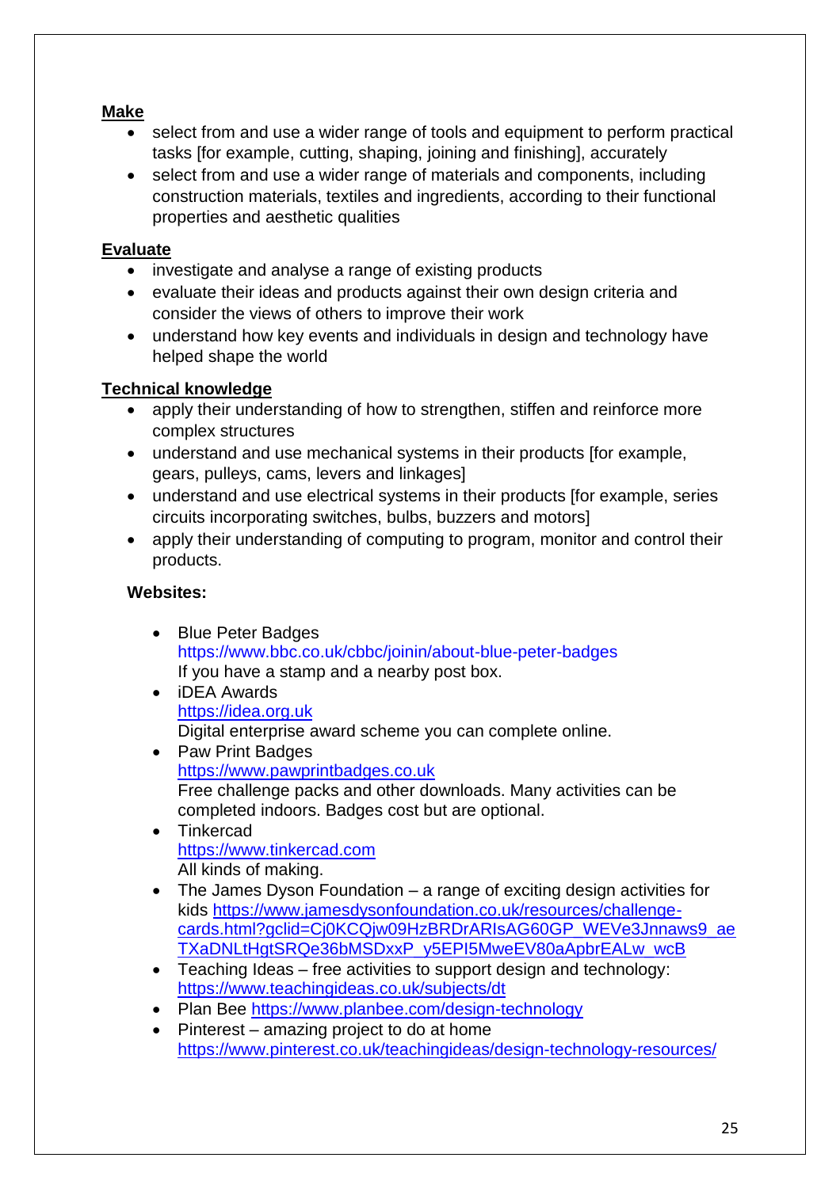**Make**

- select from and use a wider range of tools and equipment to perform practical tasks [for example, cutting, shaping, joining and finishing], accurately
- select from and use a wider range of materials and components, including construction materials, textiles and ingredients, according to their functional properties and aesthetic qualities

**Evaluate**

- investigate and analyse a range of existing products
- evaluate their ideas and products against their own design criteria and consider the views of others to improve their work
- understand how key events and individuals in design and technology have helped shape the world

**Technical knowledge**

- apply their understanding of how to strengthen, stiffen and reinforce more complex structures
- understand and use mechanical systems in their products [for example, gears, pulleys, cams, levers and linkages]
- understand and use electrical systems in their products [for example, series circuits incorporating switches, bulbs, buzzers and motors]
- apply their understanding of computing to program, monitor and control their products.

**Websites:**

- Blue Peter Badges
  https://www.bbc.co.uk/cbbc/joinin/about-blue-peter-badges
  If you have a stamp and a nearby post box.
- iDEA Awards
  https://idea.org.uk
  Digital enterprise award scheme you can complete online.
- Paw Print Badges
  https://www.pawprintbadges.co.uk
  Free challenge packs and other downloads. Many activities can be completed indoors. Badges cost but are optional.
- Tinkercad
  https://www.tinkercad.com
  All kinds of making.
- The James Dyson Foundation – a range of exciting design activities for kids https://www.jamesdysonfoundation.co.uk/resources/challenge-cards.html?gclid=Cj0KCQjw09HzBRDrARIsAG60GP_WEVe3Jnnaws9_aeTXaDNLtHgtSRQe36bMSDxxP_y5EPI5MweEV80aApbrEALw_wcB
- Teaching Ideas – free activities to support design and technology: https://www.teachingideas.co.uk/subjects/dt
- Plan Bee https://www.planbee.com/design-technology
- Pinterest – amazing project to do at home
  https://www.pinterest.co.uk/teachingideas/design-technology-resources/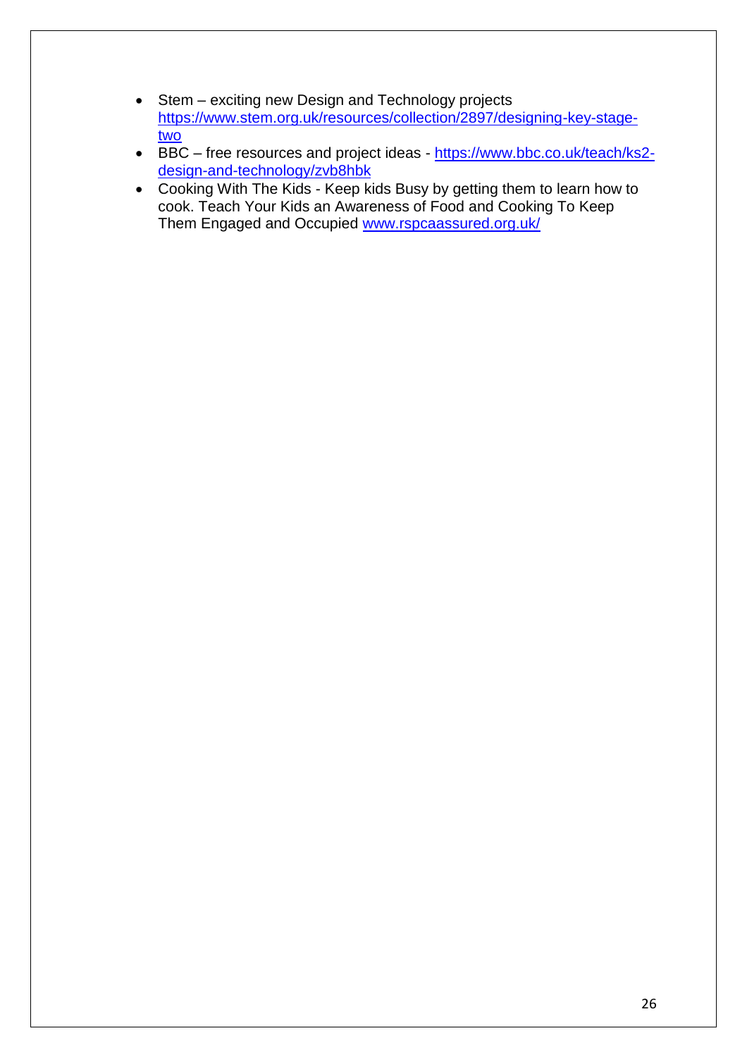- Stem – exciting new Design and Technology projects [https://www.stem.org.uk/resources/collection/2897/designing-key-stage-two](https://www.stem.org.uk/resources/collection/2897/designing-key-stage-two)
- BBC – free resources and project ideas - [https://www.bbc.co.uk/teach/ks2-design-and-technology/zvb8hbk](https://www.bbc.co.uk/teach/ks2-design-and-technology/zvb8hbk)
- Cooking With The Kids - Keep kids Busy by getting them to learn how to cook. Teach Your Kids an Awareness of Food and Cooking To Keep Them Engaged and Occupied [www.rspcaassured.org.uk/](www.rspcaassured.org.uk/)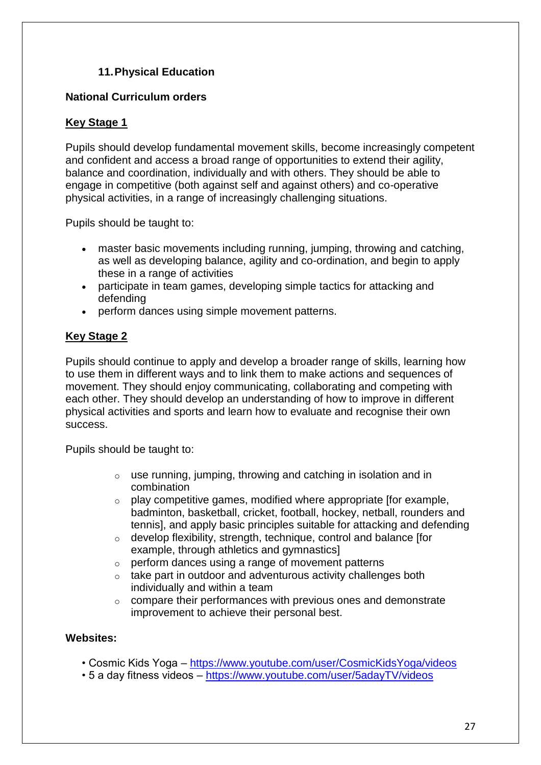## 11. Physical Education

**National Curriculum orders**

### Key Stage 1

Pupils should develop fundamental movement skills, become increasingly competent and confident and access a broad range of opportunities to extend their agility, balance and coordination, individually and with others. They should be able to engage in competitive (both against self and against others) and co-operative physical activities, in a range of increasingly challenging situations.

Pupils should be taught to:

- master basic movements including running, jumping, throwing and catching, as well as developing balance, agility and co-ordination, and begin to apply these in a range of activities
- participate in team games, developing simple tactics for attacking and defending
- perform dances using simple movement patterns.

### Key Stage 2

Pupils should continue to apply and develop a broader range of skills, learning how to use them in different ways and to link them to make actions and sequences of movement. They should enjoy communicating, collaborating and competing with each other. They should develop an understanding of how to improve in different physical activities and sports and learn how to evaluate and recognise their own success.

Pupils should be taught to:

- use running, jumping, throwing and catching in isolation and in combination
- play competitive games, modified where appropriate [for example, badminton, basketball, cricket, football, hockey, netball, rounders and tennis], and apply basic principles suitable for attacking and defending
- develop flexibility, strength, technique, control and balance [for example, through athletics and gymnastics]
- perform dances using a range of movement patterns
- take part in outdoor and adventurous activity challenges both individually and within a team
- compare their performances with previous ones and demonstrate improvement to achieve their personal best.

**Websites:**

- Cosmic Kids Yoga – https://www.youtube.com/user/CosmicKidsYoga/videos
- 5 a day fitness videos – https://www.youtube.com/user/5adayTV/videos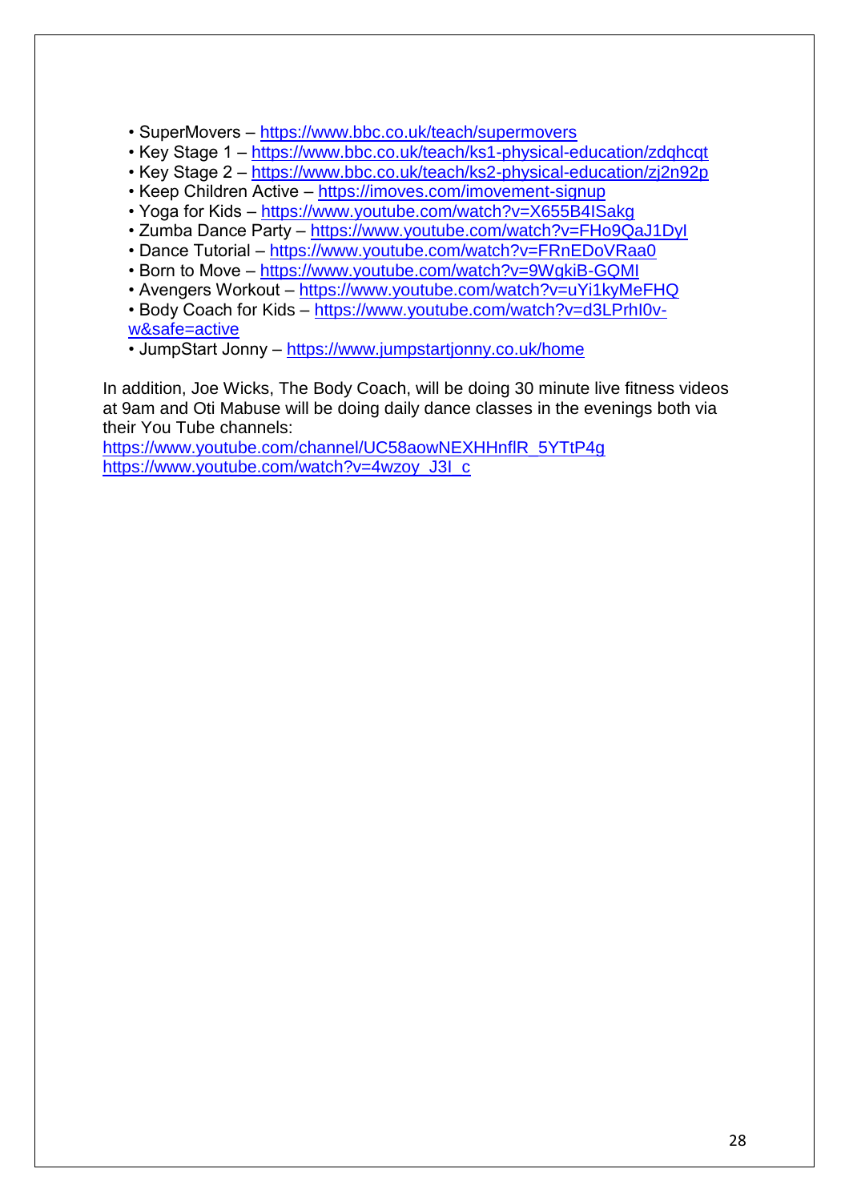- SuperMovers – https://www.bbc.co.uk/teach/supermovers
- Key Stage 1 – https://www.bbc.co.uk/teach/ks1-physical-education/zdqhcqt
- Key Stage 2 – https://www.bbc.co.uk/teach/ks2-physical-education/zj2n92p
- Keep Children Active – https://imoves.com/imovement-signup
- Yoga for Kids – https://www.youtube.com/watch?v=X655B4ISakg
- Zumba Dance Party – https://www.youtube.com/watch?v=FHo9QaJ1DyI
- Dance Tutorial – https://www.youtube.com/watch?v=FRnEDoVRaa0
- Born to Move – https://www.youtube.com/watch?v=9WgkiB-GQMI
- Avengers Workout – https://www.youtube.com/watch?v=uYi1kyMeFHQ
- Body Coach for Kids – https://www.youtube.com/watch?v=d3LPrhI0v-w&safe=active
- JumpStart Jonny – https://www.jumpstartjonny.co.uk/home

In addition, Joe Wicks, The Body Coach, will be doing 30 minute live fitness videos at 9am and Oti Mabuse will be doing daily dance classes in the evenings both via their You Tube channels:
https://www.youtube.com/channel/UC58aowNEXHHnflR_5YTtP4g
https://www.youtube.com/watch?v=4wzoy_J3I_c